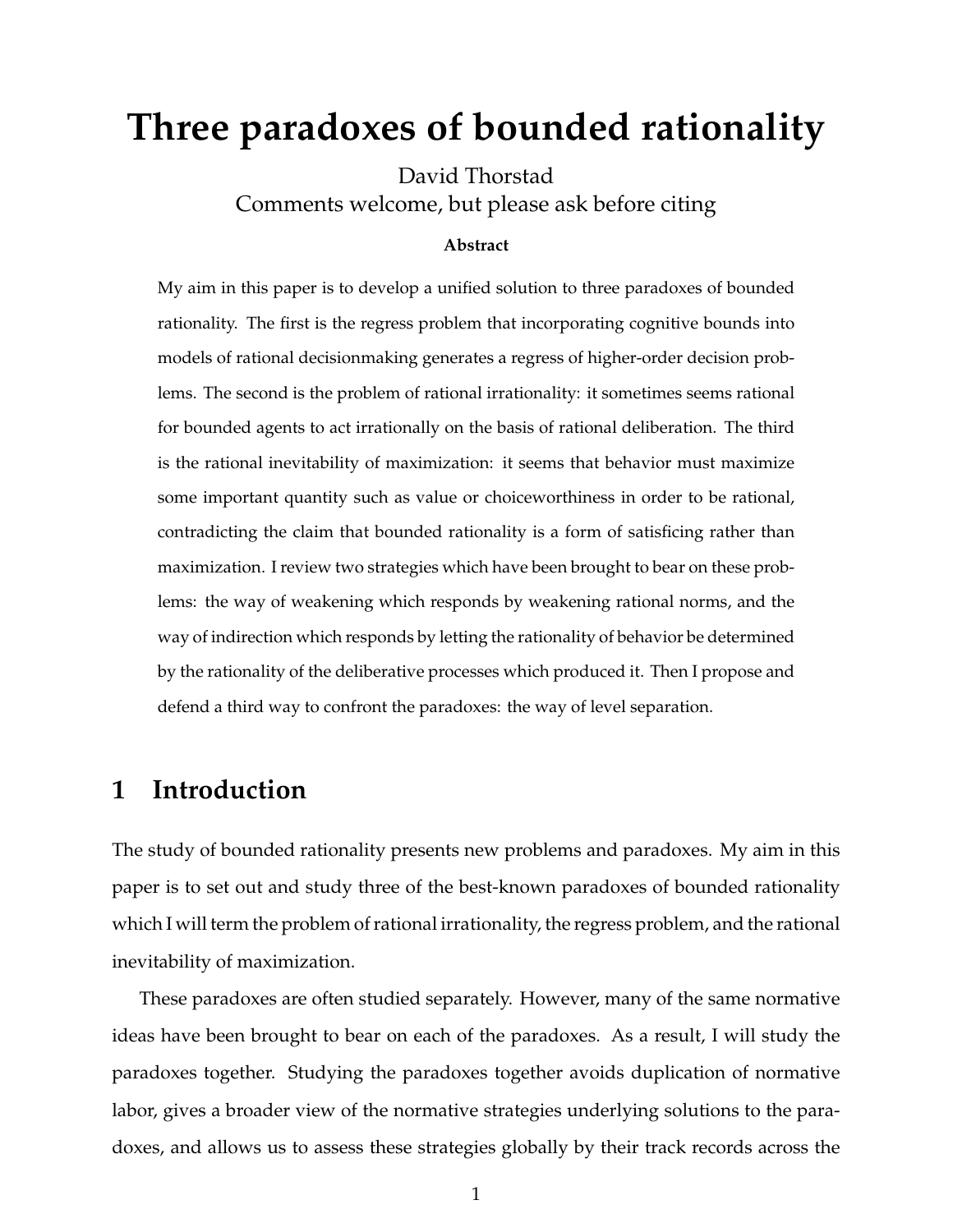# Three paradoxes of bounded rationality

David Thorstad

Comments welcome, but please ask before citing

**Abstract**

My aim in this paper is to develop a unified solution to three paradoxes of bounded rationality. The first is the regress problem that incorporating cognitive bounds into models of rational decisionmaking generates a regress of higher-order decision problems. The second is the problem of rational irrationality: it sometimes seems rational for bounded agents to act irrationally on the basis of rational deliberation. The third is the rational inevitability of maximization: it seems that behavior must maximize some important quantity such as value or choiceworthiness in order to be rational, contradicting the claim that bounded rationality is a form of satisficing rather than maximization. I review two strategies which have been brought to bear on these problems: the way of weakening which responds by weakening rational norms, and the way of indirection which responds by letting the rationality of behavior be determined by the rationality of the deliberative processes which produced it. Then I propose and defend a third way to confront the paradoxes: the way of level separation.

## 1 Introduction

The study of bounded rationality presents new problems and paradoxes. My aim in this paper is to set out and study three of the best-known paradoxes of bounded rationality which I will term the problem of rational irrationality, the regress problem, and the rational inevitability of maximization.

These paradoxes are often studied separately. However, many of the same normative ideas have been brought to bear on each of the paradoxes. As a result, I will study the paradoxes together. Studying the paradoxes together avoids duplication of normative labor, gives a broader view of the normative strategies underlying solutions to the paradoxes, and allows us to assess these strategies globally by their track records across the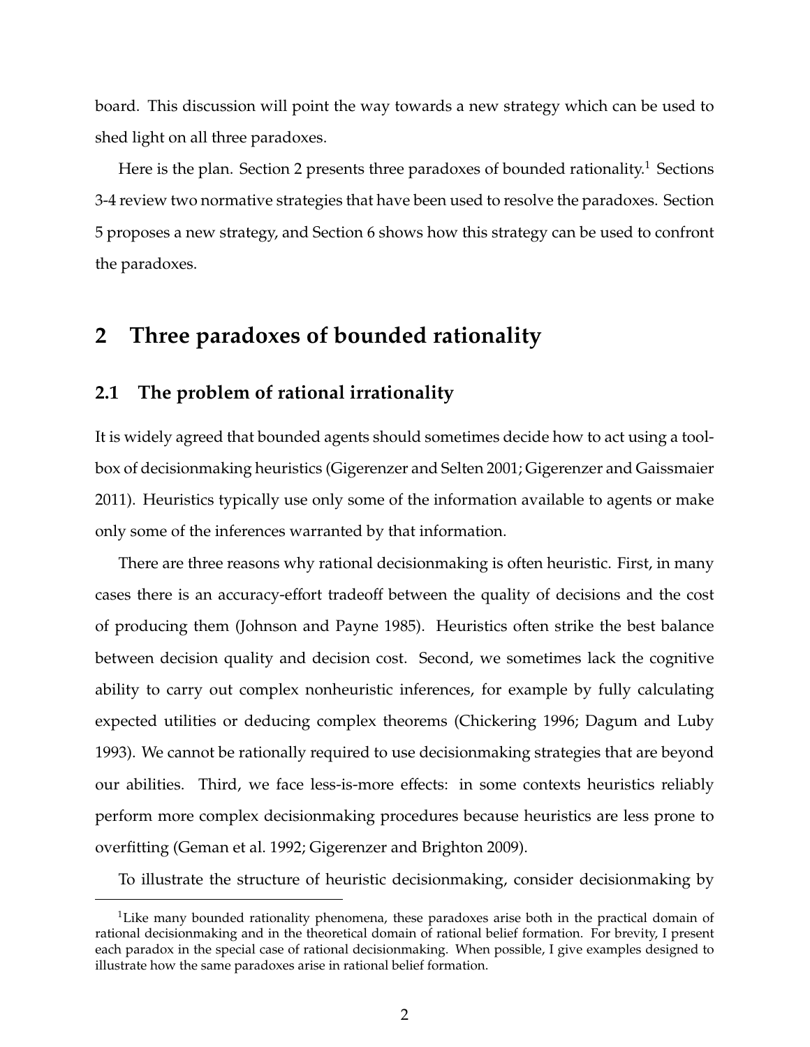board. This discussion will point the way towards a new strategy which can be used to shed light on all three paradoxes.

Here is the plan. Section 2 presents three paradoxes of bounded rationality.[1] Sections 3-4 review two normative strategies that have been used to resolve the paradoxes. Section 5 proposes a new strategy, and Section 6 shows how this strategy can be used to confront the paradoxes.

## 2 Three paradoxes of bounded rationality

### 2.1 The problem of rational irrationality

It is widely agreed that bounded agents should sometimes decide how to act using a toolbox of decisionmaking heuristics (Gigerenzer and Selten 2001; Gigerenzer and Gaissmaier 2011). Heuristics typically use only some of the information available to agents or make only some of the inferences warranted by that information.

There are three reasons why rational decisionmaking is often heuristic. First, in many cases there is an accuracy-effort tradeoff between the quality of decisions and the cost of producing them (Johnson and Payne 1985). Heuristics often strike the best balance between decision quality and decision cost. Second, we sometimes lack the cognitive ability to carry out complex nonheuristic inferences, for example by fully calculating expected utilities or deducing complex theorems (Chickering 1996; Dagum and Luby 1993). We cannot be rationally required to use decisionmaking strategies that are beyond our abilities. Third, we face less-is-more effects: in some contexts heuristics reliably perform more complex decisionmaking procedures because heuristics are less prone to overfitting (Geman et al. 1992; Gigerenzer and Brighton 2009).

To illustrate the structure of heuristic decisionmaking, consider decisionmaking by

---

[1] Like many bounded rationality phenomena, these paradoxes arise both in the practical domain of rational decisionmaking and in the theoretical domain of rational belief formation. For brevity, I present each paradox in the special case of rational decisionmaking. When possible, I give examples designed to illustrate how the same paradoxes arise in rational belief formation.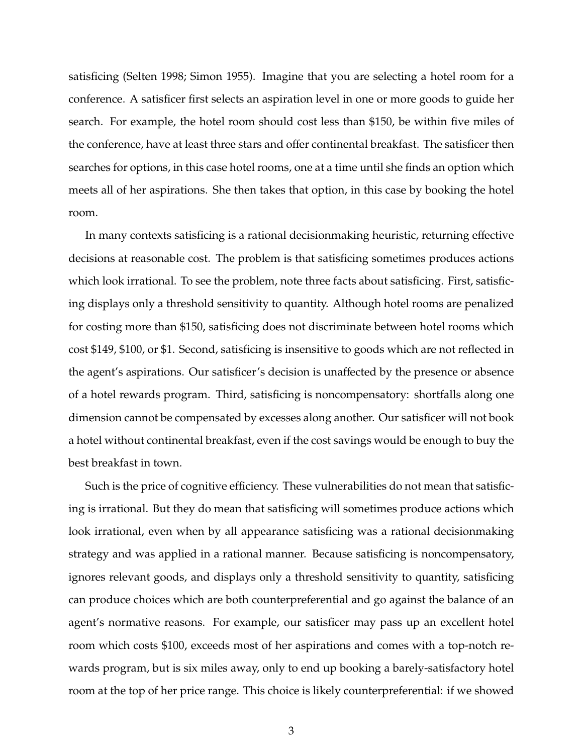satisficing (Selten 1998; Simon 1955). Imagine that you are selecting a hotel room for a conference. A satisficer first selects an aspiration level in one or more goods to guide her search. For example, the hotel room should cost less than $150, be within five miles of the conference, have at least three stars and offer continental breakfast. The satisficer then searches for options, in this case hotel rooms, one at a time until she finds an option which meets all of her aspirations. She then takes that option, in this case by booking the hotel room.

In many contexts satisficing is a rational decisionmaking heuristic, returning effective decisions at reasonable cost. The problem is that satisficing sometimes produces actions which look irrational. To see the problem, note three facts about satisficing. First, satisficing displays only a threshold sensitivity to quantity. Although hotel rooms are penalized for costing more than $150, satisficing does not discriminate between hotel rooms which cost $149, $100, or $1. Second, satisficing is insensitive to goods which are not reflected in the agent's aspirations. Our satisficer's decision is unaffected by the presence or absence of a hotel rewards program. Third, satisficing is noncompensatory: shortfalls along one dimension cannot be compensated by excesses along another. Our satisficer will not book a hotel without continental breakfast, even if the cost savings would be enough to buy the best breakfast in town.

Such is the price of cognitive efficiency. These vulnerabilities do not mean that satisficing is irrational. But they do mean that satisficing will sometimes produce actions which look irrational, even when by all appearance satisficing was a rational decisionmaking strategy and was applied in a rational manner. Because satisficing is noncompensatory, ignores relevant goods, and displays only a threshold sensitivity to quantity, satisficing can produce choices which are both counterpreferential and go against the balance of an agent's normative reasons. For example, our satisficer may pass up an excellent hotel room which costs $100, exceeds most of her aspirations and comes with a top-notch rewards program, but is six miles away, only to end up booking a barely-satisfactory hotel room at the top of her price range. This choice is likely counterpreferential: if we showed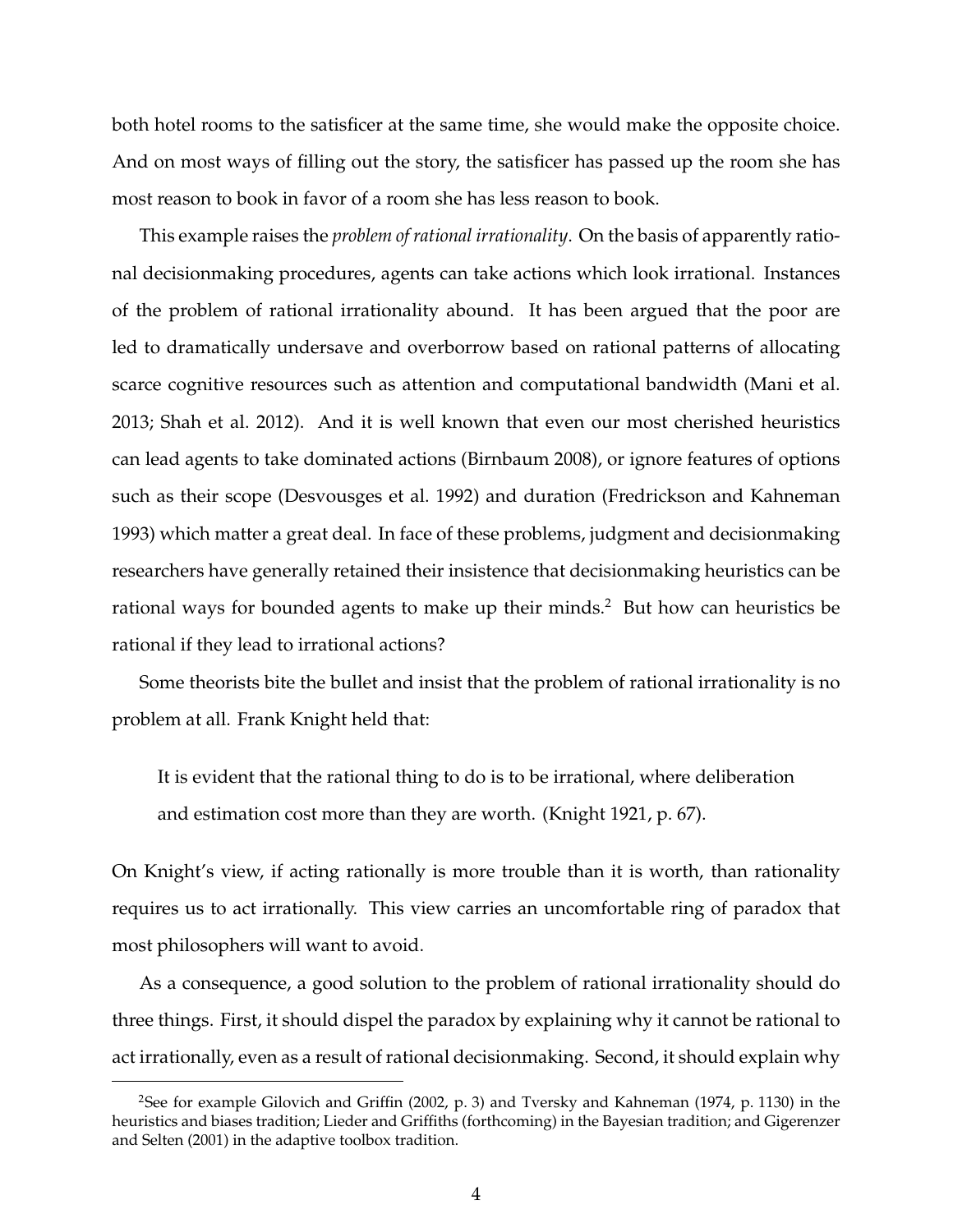both hotel rooms to the satisficer at the same time, she would make the opposite choice. And on most ways of filling out the story, the satisficer has passed up the room she has most reason to book in favor of a room she has less reason to book.

This example raises the *problem of rational irrationality*. On the basis of apparently rational decisionmaking procedures, agents can take actions which look irrational. Instances of the problem of rational irrationality abound. It has been argued that the poor are led to dramatically undersave and overborrow based on rational patterns of allocating scarce cognitive resources such as attention and computational bandwidth (Mani et al. 2013; Shah et al. 2012). And it is well known that even our most cherished heuristics can lead agents to take dominated actions (Birnbaum 2008), or ignore features of options such as their scope (Desvousges et al. 1992) and duration (Fredrickson and Kahneman 1993) which matter a great deal. In face of these problems, judgment and decisionmaking researchers have generally retained their insistence that decisionmaking heuristics can be rational ways for bounded agents to make up their minds.[2] But how can heuristics be rational if they lead to irrational actions?

Some theorists bite the bullet and insist that the problem of rational irrationality is no problem at all. Frank Knight held that:

> It is evident that the rational thing to do is to be irrational, where deliberation and estimation cost more than they are worth. (Knight 1921, p. 67).

On Knight's view, if acting rationally is more trouble than it is worth, than rationality requires us to act irrationally. This view carries an uncomfortable ring of paradox that most philosophers will want to avoid.

As a consequence, a good solution to the problem of rational irrationality should do three things. First, it should dispel the paradox by explaining why it cannot be rational to act irrationally, even as a result of rational decisionmaking. Second, it should explain why

[2] See for example Gilovich and Griffin (2002, p. 3) and Tversky and Kahneman (1974, p. 1130) in the heuristics and biases tradition; Lieder and Griffiths (forthcoming) in the Bayesian tradition; and Gigerenzer and Selten (2001) in the adaptive toolbox tradition.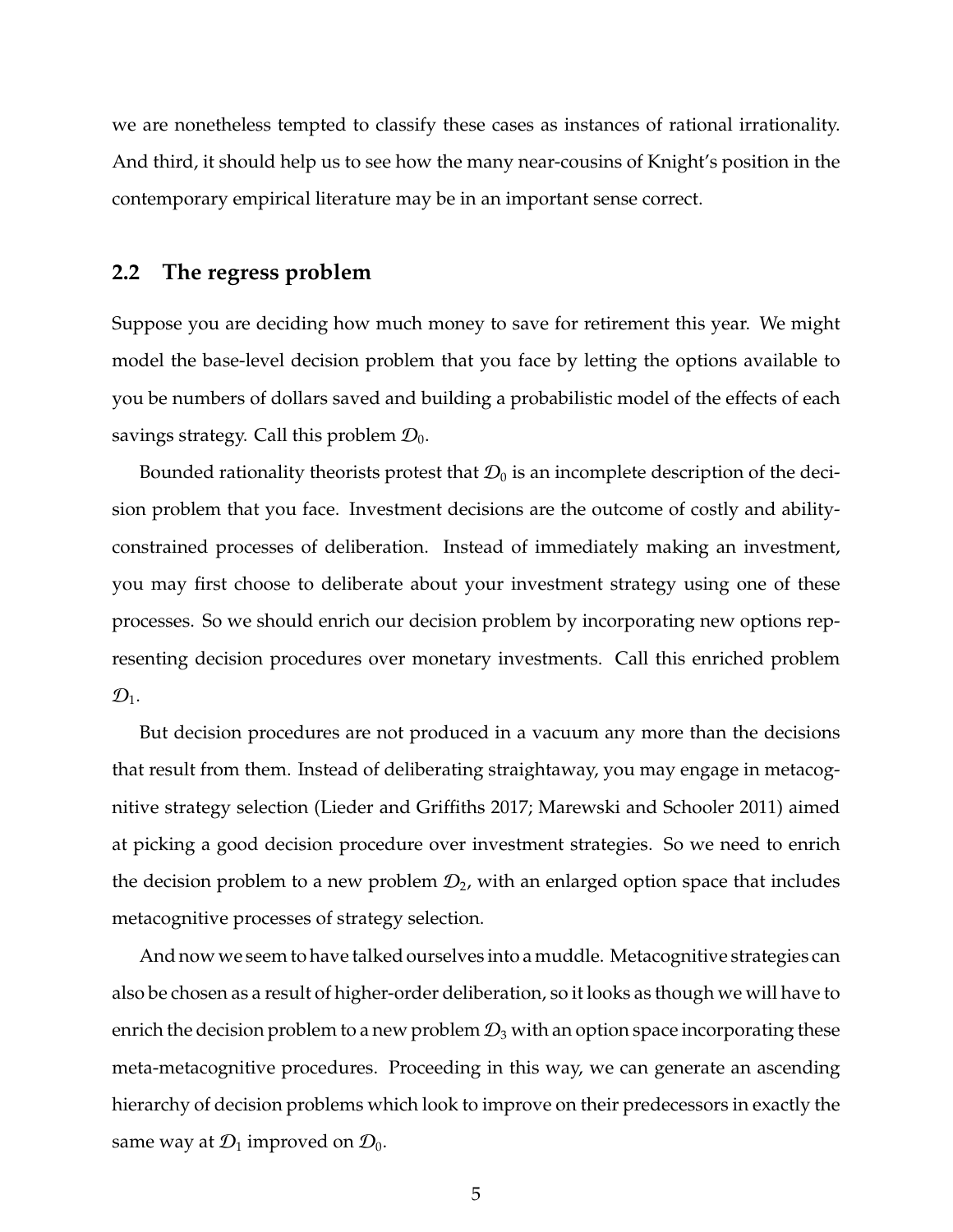we are nonetheless tempted to classify these cases as instances of rational irrationality. And third, it should help us to see how the many near-cousins of Knight's position in the contemporary empirical literature may be in an important sense correct.

## 2.2 The regress problem

Suppose you are deciding how much money to save for retirement this year. We might model the base-level decision problem that you face by letting the options available to you be numbers of dollars saved and building a probabilistic model of the effects of each savings strategy. Call this problem $\mathcal{D}_0$.

Bounded rationality theorists protest that $\mathcal{D}_0$ is an incomplete description of the decision problem that you face. Investment decisions are the outcome of costly and ability-constrained processes of deliberation. Instead of immediately making an investment, you may first choose to deliberate about your investment strategy using one of these processes. So we should enrich our decision problem by incorporating new options representing decision procedures over monetary investments. Call this enriched problem $\mathcal{D}_1$.

But decision procedures are not produced in a vacuum any more than the decisions that result from them. Instead of deliberating straightaway, you may engage in metacognitive strategy selection (Lieder and Griffiths 2017; Marewski and Schooler 2011) aimed at picking a good decision procedure over investment strategies. So we need to enrich the decision problem to a new problem $\mathcal{D}_2$, with an enlarged option space that includes metacognitive processes of strategy selection.

And now we seem to have talked ourselves into a muddle. Metacognitive strategies can also be chosen as a result of higher-order deliberation, so it looks as though we will have to enrich the decision problem to a new problem $\mathcal{D}_3$ with an option space incorporating these meta-metacognitive procedures. Proceeding in this way, we can generate an ascending hierarchy of decision problems which look to improve on their predecessors in exactly the same way at $\mathcal{D}_1$ improved on $\mathcal{D}_0$.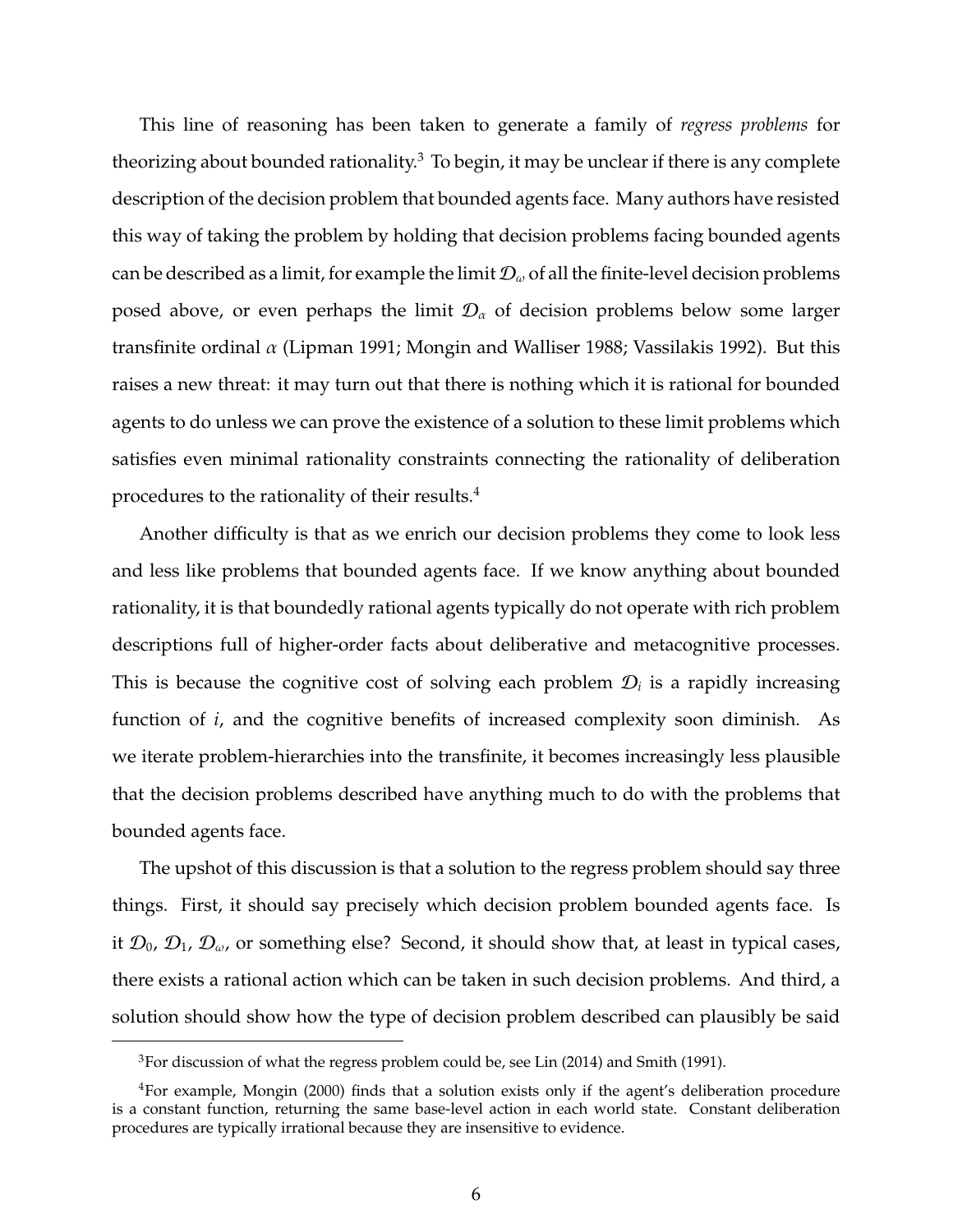This line of reasoning has been taken to generate a family of *regress problems* for theorizing about bounded rationality.[3] To begin, it may be unclear if there is any complete description of the decision problem that bounded agents face. Many authors have resisted this way of taking the problem by holding that decision problems facing bounded agents can be described as a limit, for example the limit $\mathcal{D}_\omega$ of all the finite-level decision problems posed above, or even perhaps the limit $\mathcal{D}_\alpha$ of decision problems below some larger transfinite ordinal $\alpha$ (Lipman 1991; Mongin and Walliser 1988; Vassilakis 1992). But this raises a new threat: it may turn out that there is nothing which it is rational for bounded agents to do unless we can prove the existence of a solution to these limit problems which satisfies even minimal rationality constraints connecting the rationality of deliberation procedures to the rationality of their results.[4]

Another difficulty is that as we enrich our decision problems they come to look less and less like problems that bounded agents face. If we know anything about bounded rationality, it is that boundedly rational agents typically do not operate with rich problem descriptions full of higher-order facts about deliberative and metacognitive processes. This is because the cognitive cost of solving each problem $\mathcal{D}_i$ is a rapidly increasing function of $i$, and the cognitive benefits of increased complexity soon diminish. As we iterate problem-hierarchies into the transfinite, it becomes increasingly less plausible that the decision problems described have anything much to do with the problems that bounded agents face.

The upshot of this discussion is that a solution to the regress problem should say three things. First, it should say precisely which decision problem bounded agents face. Is it $\mathcal{D}_0$, $\mathcal{D}_1$, $\mathcal{D}_\omega$, or something else? Second, it should show that, at least in typical cases, there exists a rational action which can be taken in such decision problems. And third, a solution should show how the type of decision problem described can plausibly be said

[3] For discussion of what the regress problem could be, see Lin (2014) and Smith (1991).

[4] For example, Mongin (2000) finds that a solution exists only if the agent's deliberation procedure is a constant function, returning the same base-level action in each world state. Constant deliberation procedures are typically irrational because they are insensitive to evidence.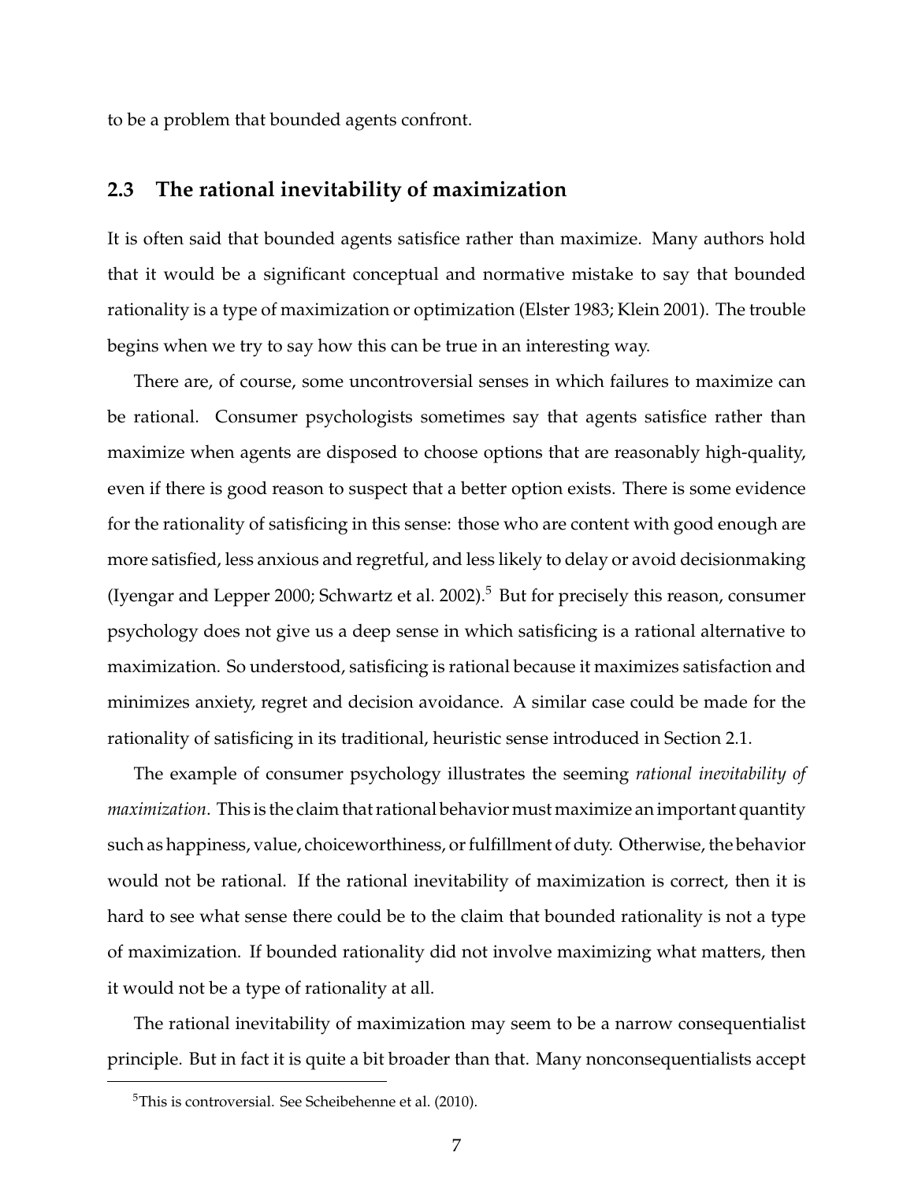to be a problem that bounded agents confront.

## 2.3 The rational inevitability of maximization

It is often said that bounded agents satisfice rather than maximize. Many authors hold that it would be a significant conceptual and normative mistake to say that bounded rationality is a type of maximization or optimization (Elster 1983; Klein 2001). The trouble begins when we try to say how this can be true in an interesting way.

There are, of course, some uncontroversial senses in which failures to maximize can be rational. Consumer psychologists sometimes say that agents satisfice rather than maximize when agents are disposed to choose options that are reasonably high-quality, even if there is good reason to suspect that a better option exists. There is some evidence for the rationality of satisficing in this sense: those who are content with good enough are more satisfied, less anxious and regretful, and less likely to delay or avoid decisionmaking (Iyengar and Lepper 2000; Schwartz et al. 2002).[5] But for precisely this reason, consumer psychology does not give us a deep sense in which satisficing is a rational alternative to maximization. So understood, satisficing is rational because it maximizes satisfaction and minimizes anxiety, regret and decision avoidance. A similar case could be made for the rationality of satisficing in its traditional, heuristic sense introduced in Section 2.1.

The example of consumer psychology illustrates the seeming *rational inevitability of maximization*. This is the claim that rational behavior must maximize an important quantity such as happiness, value, choiceworthiness, or fulfillment of duty. Otherwise, the behavior would not be rational. If the rational inevitability of maximization is correct, then it is hard to see what sense there could be to the claim that bounded rationality is not a type of maximization. If bounded rationality did not involve maximizing what matters, then it would not be a type of rationality at all.

The rational inevitability of maximization may seem to be a narrow consequentialist principle. But in fact it is quite a bit broader than that. Many nonconsequentialists accept

[5] This is controversial. See Scheibehenne et al. (2010).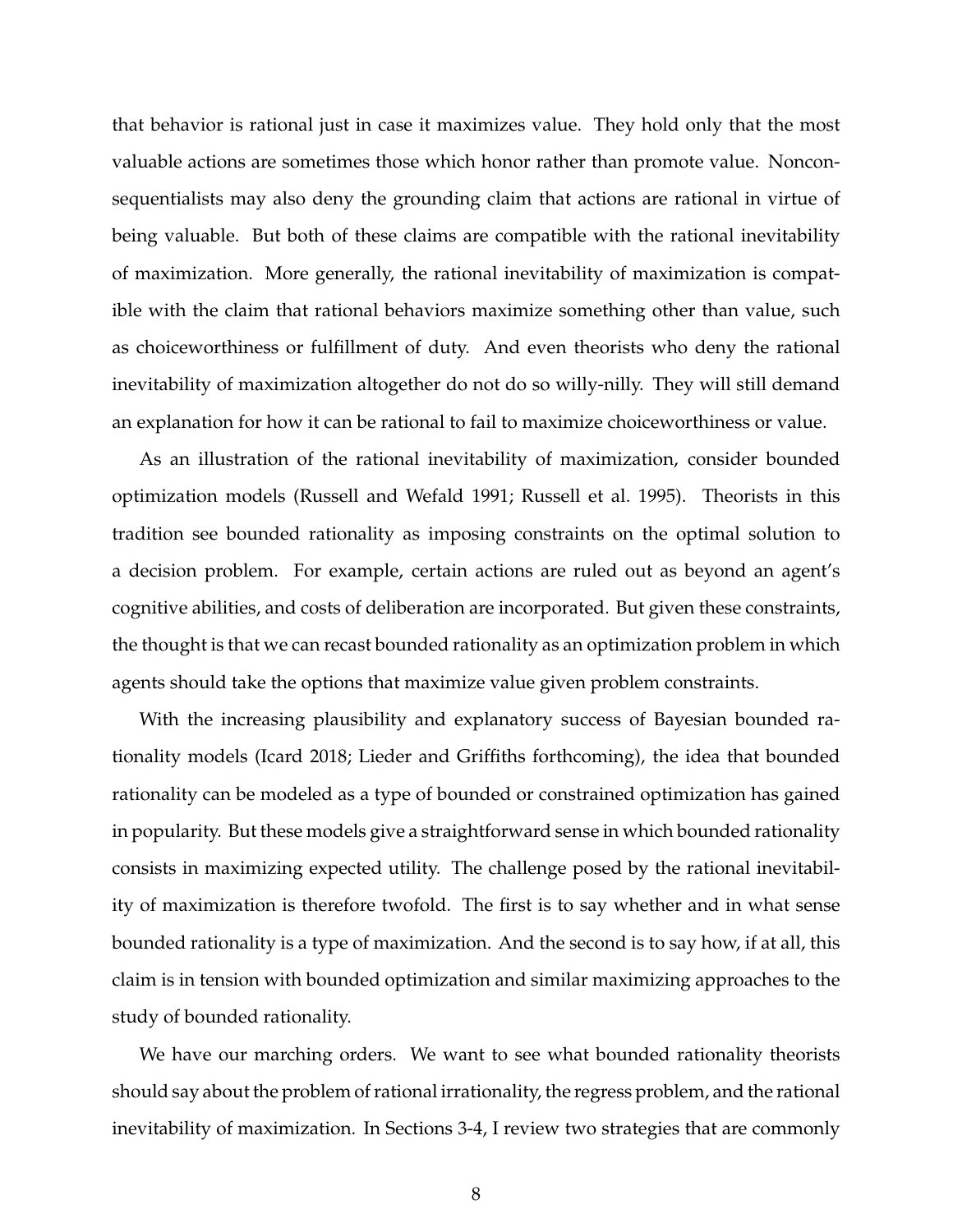that behavior is rational just in case it maximizes value. They hold only that the most valuable actions are sometimes those which honor rather than promote value. Nonconsequentialists may also deny the grounding claim that actions are rational in virtue of being valuable. But both of these claims are compatible with the rational inevitability of maximization. More generally, the rational inevitability of maximization is compatible with the claim that rational behaviors maximize something other than value, such as choiceworthiness or fulfillment of duty. And even theorists who deny the rational inevitability of maximization altogether do not do so willy-nilly. They will still demand an explanation for how it can be rational to fail to maximize choiceworthiness or value.

As an illustration of the rational inevitability of maximization, consider bounded optimization models (Russell and Wefald 1991; Russell et al. 1995). Theorists in this tradition see bounded rationality as imposing constraints on the optimal solution to a decision problem. For example, certain actions are ruled out as beyond an agent's cognitive abilities, and costs of deliberation are incorporated. But given these constraints, the thought is that we can recast bounded rationality as an optimization problem in which agents should take the options that maximize value given problem constraints.

With the increasing plausibility and explanatory success of Bayesian bounded rationality models (Icard 2018; Lieder and Griffiths forthcoming), the idea that bounded rationality can be modeled as a type of bounded or constrained optimization has gained in popularity. But these models give a straightforward sense in which bounded rationality consists in maximizing expected utility. The challenge posed by the rational inevitability of maximization is therefore twofold. The first is to say whether and in what sense bounded rationality is a type of maximization. And the second is to say how, if at all, this claim is in tension with bounded optimization and similar maximizing approaches to the study of bounded rationality.

We have our marching orders. We want to see what bounded rationality theorists should say about the problem of rational irrationality, the regress problem, and the rational inevitability of maximization. In Sections 3-4, I review two strategies that are commonly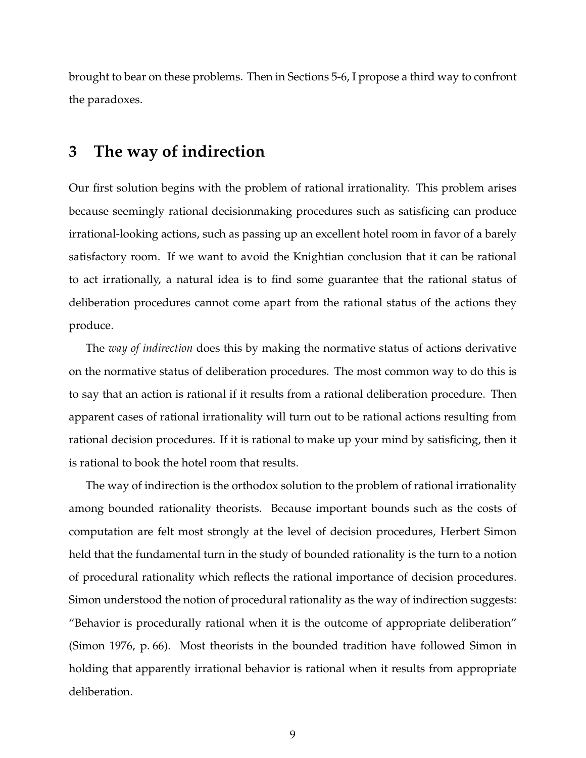brought to bear on these problems. Then in Sections 5-6, I propose a third way to confront the paradoxes.

## 3 The way of indirection

Our first solution begins with the problem of rational irrationality. This problem arises because seemingly rational decisionmaking procedures such as satisficing can produce irrational-looking actions, such as passing up an excellent hotel room in favor of a barely satisfactory room. If we want to avoid the Knightian conclusion that it can be rational to act irrationally, a natural idea is to find some guarantee that the rational status of deliberation procedures cannot come apart from the rational status of the actions they produce.

The *way of indirection* does this by making the normative status of actions derivative on the normative status of deliberation procedures. The most common way to do this is to say that an action is rational if it results from a rational deliberation procedure. Then apparent cases of rational irrationality will turn out to be rational actions resulting from rational decision procedures. If it is rational to make up your mind by satisficing, then it is rational to book the hotel room that results.

The way of indirection is the orthodox solution to the problem of rational irrationality among bounded rationality theorists. Because important bounds such as the costs of computation are felt most strongly at the level of decision procedures, Herbert Simon held that the fundamental turn in the study of bounded rationality is the turn to a notion of procedural rationality which reflects the rational importance of decision procedures. Simon understood the notion of procedural rationality as the way of indirection suggests: "Behavior is procedurally rational when it is the outcome of appropriate deliberation" (Simon 1976, p. 66). Most theorists in the bounded tradition have followed Simon in holding that apparently irrational behavior is rational when it results from appropriate deliberation.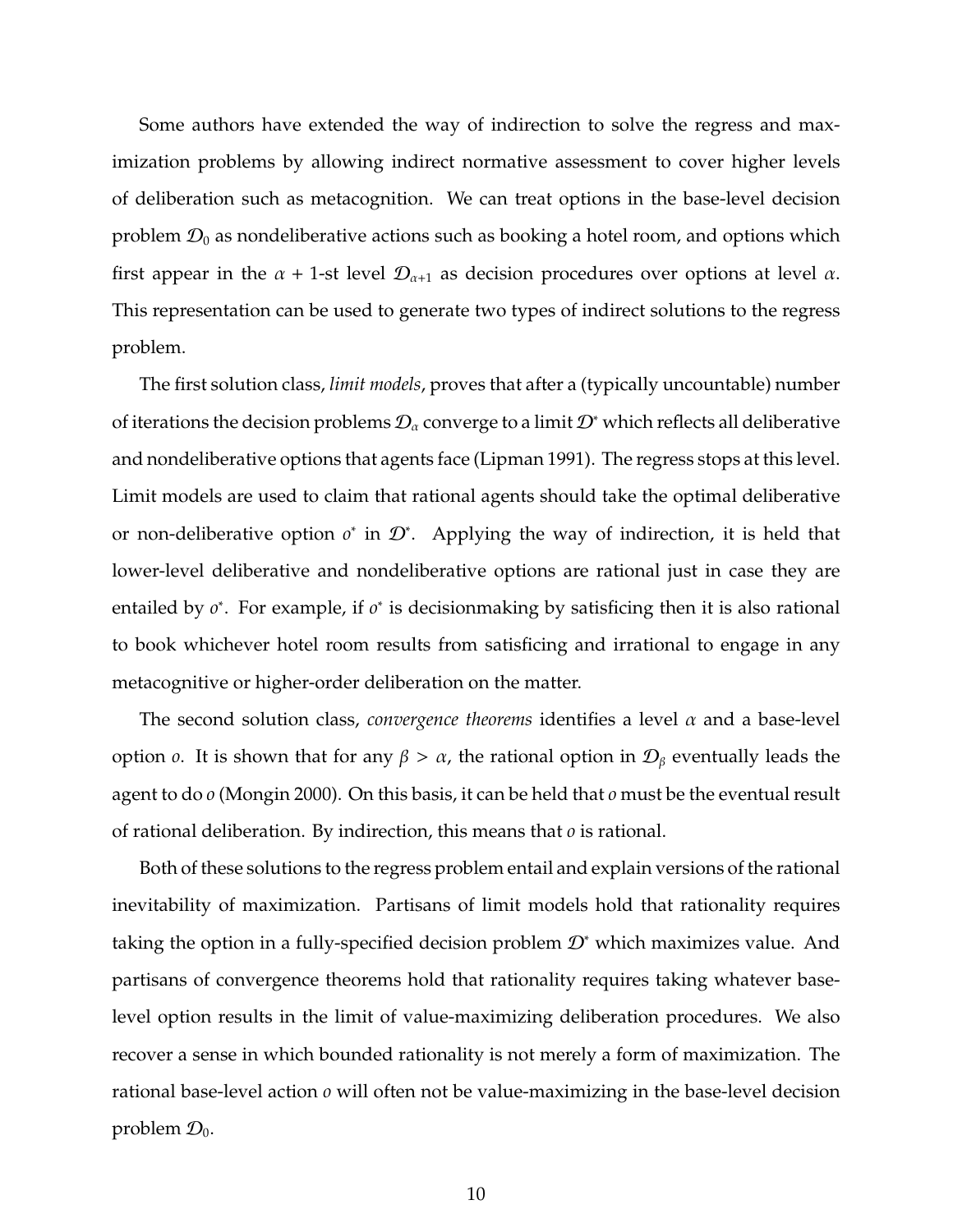Some authors have extended the way of indirection to solve the regress and maximization problems by allowing indirect normative assessment to cover higher levels of deliberation such as metacognition. We can treat options in the base-level decision problem $\mathcal{D}_0$ as nondeliberative actions such as booking a hotel room, and options which first appear in the $\alpha + 1$-st level $\mathcal{D}_{\alpha+1}$ as decision procedures over options at level $\alpha$. This representation can be used to generate two types of indirect solutions to the regress problem.

The first solution class, *limit models*, proves that after a (typically uncountable) number of iterations the decision problems $\mathcal{D}_\alpha$ converge to a limit $\mathcal{D}^*$ which reflects all deliberative and nondeliberative options that agents face (Lipman 1991). The regress stops at this level. Limit models are used to claim that rational agents should take the optimal deliberative or non-deliberative option $o^*$ in $\mathcal{D}^*$. Applying the way of indirection, it is held that lower-level deliberative and nondeliberative options are rational just in case they are entailed by $o^*$. For example, if $o^*$ is decisionmaking by satisficing then it is also rational to book whichever hotel room results from satisficing and irrational to engage in any metacognitive or higher-order deliberation on the matter.

The second solution class, *convergence theorems* identifies a level $\alpha$ and a base-level option $o$. It is shown that for any $\beta > \alpha$, the rational option in $\mathcal{D}_\beta$ eventually leads the agent to do $o$ (Mongin 2000). On this basis, it can be held that $o$ must be the eventual result of rational deliberation. By indirection, this means that $o$ is rational.

Both of these solutions to the regress problem entail and explain versions of the rational inevitability of maximization. Partisans of limit models hold that rationality requires taking the option in a fully-specified decision problem $\mathcal{D}^*$ which maximizes value. And partisans of convergence theorems hold that rationality requires taking whatever base-level option results in the limit of value-maximizing deliberation procedures. We also recover a sense in which bounded rationality is not merely a form of maximization. The rational base-level action $o$ will often not be value-maximizing in the base-level decision problem $\mathcal{D}_0$.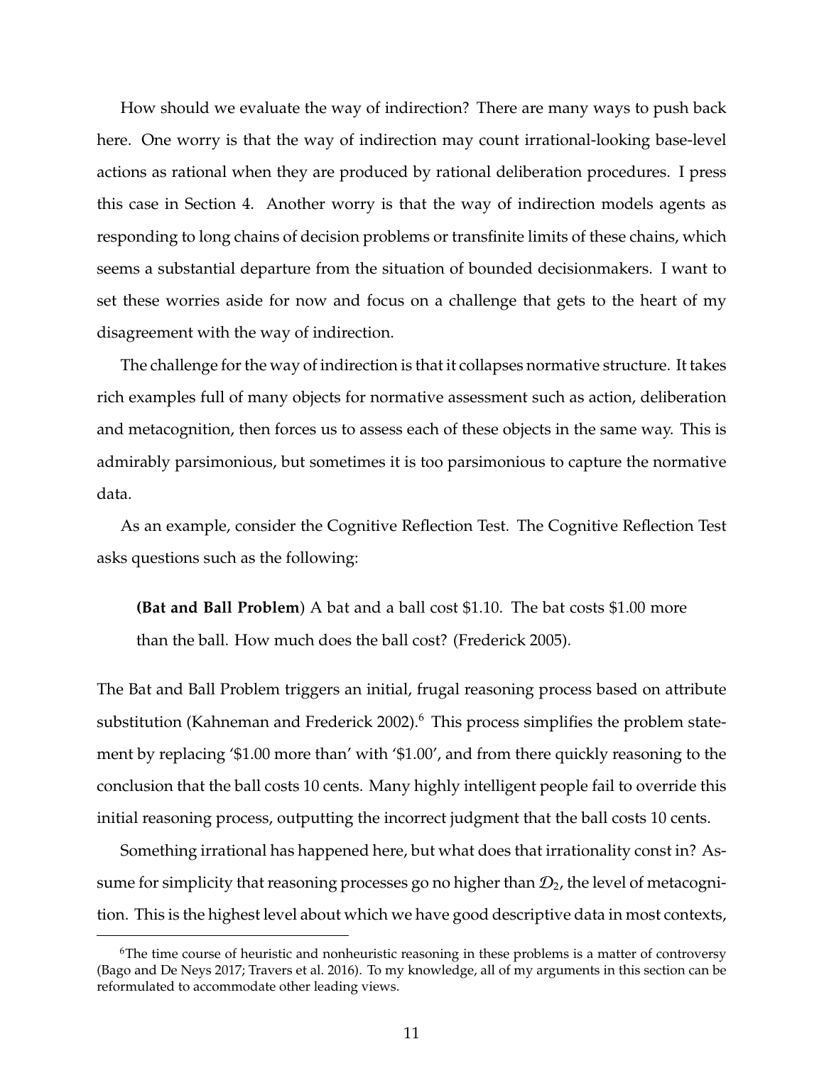How should we evaluate the way of indirection? There are many ways to push back here. One worry is that the way of indirection may count irrational-looking base-level actions as rational when they are produced by rational deliberation procedures. I press this case in Section 4. Another worry is that the way of indirection models agents as responding to long chains of decision problems or transfinite limits of these chains, which seems a substantial departure from the situation of bounded decisionmakers. I want to set these worries aside for now and focus on a challenge that gets to the heart of my disagreement with the way of indirection.

The challenge for the way of indirection is that it collapses normative structure. It takes rich examples full of many objects for normative assessment such as action, deliberation and metacognition, then forces us to assess each of these objects in the same way. This is admirably parsimonious, but sometimes it is too parsimonious to capture the normative data.

As an example, consider the Cognitive Reflection Test. The Cognitive Reflection Test asks questions such as the following:

> **(Bat and Ball Problem**) A bat and a ball cost $1.10. The bat costs $1.00 more than the ball. How much does the ball cost? (Frederick 2005).

The Bat and Ball Problem triggers an initial, frugal reasoning process based on attribute substitution (Kahneman and Frederick 2002).[6] This process simplifies the problem statement by replacing '$1.00 more than' with '$1.00', and from there quickly reasoning to the conclusion that the ball costs 10 cents. Many highly intelligent people fail to override this initial reasoning process, outputting the incorrect judgment that the ball costs 10 cents.

Something irrational has happened here, but what does that irrationality const in? Assume for simplicity that reasoning processes go no higher than $\mathcal{D}_2$, the level of metacognition. This is the highest level about which we have good descriptive data in most contexts,

---

[6] The time course of heuristic and nonheuristic reasoning in these problems is a matter of controversy (Bago and De Neys 2017; Travers et al. 2016). To my knowledge, all of my arguments in this section can be reformulated to accommodate other leading views.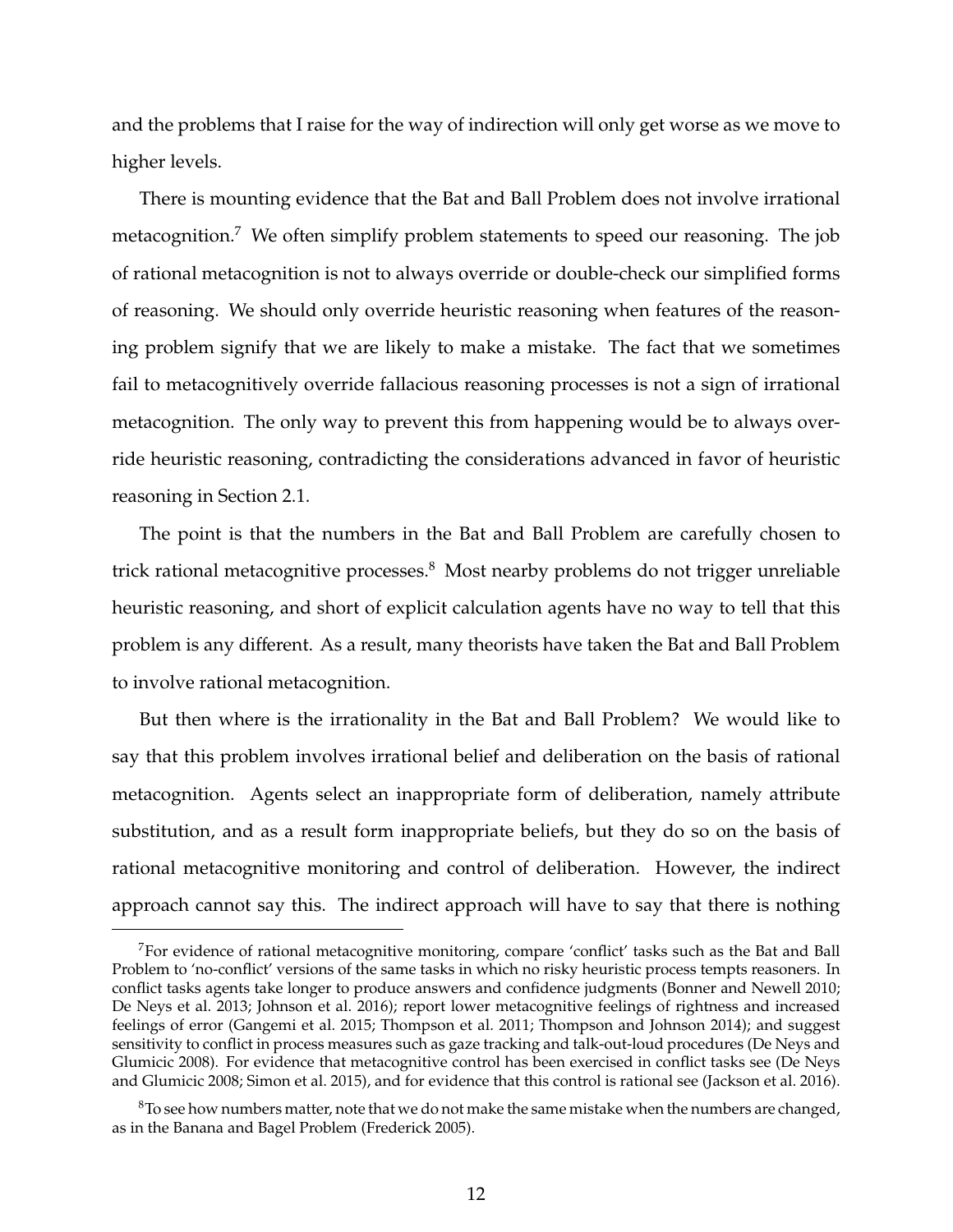and the problems that I raise for the way of indirection will only get worse as we move to higher levels.

There is mounting evidence that the Bat and Ball Problem does not involve irrational metacognition.[7] We often simplify problem statements to speed our reasoning. The job of rational metacognition is not to always override or double-check our simplified forms of reasoning. We should only override heuristic reasoning when features of the reasoning problem signify that we are likely to make a mistake. The fact that we sometimes fail to metacognitively override fallacious reasoning processes is not a sign of irrational metacognition. The only way to prevent this from happening would be to always override heuristic reasoning, contradicting the considerations advanced in favor of heuristic reasoning in Section 2.1.

The point is that the numbers in the Bat and Ball Problem are carefully chosen to trick rational metacognitive processes.[8] Most nearby problems do not trigger unreliable heuristic reasoning, and short of explicit calculation agents have no way to tell that this problem is any different. As a result, many theorists have taken the Bat and Ball Problem to involve rational metacognition.

But then where is the irrationality in the Bat and Ball Problem? We would like to say that this problem involves irrational belief and deliberation on the basis of rational metacognition. Agents select an inappropriate form of deliberation, namely attribute substitution, and as a result form inappropriate beliefs, but they do so on the basis of rational metacognitive monitoring and control of deliberation. However, the indirect approach cannot say this. The indirect approach will have to say that there is nothing

---

[7] For evidence of rational metacognitive monitoring, compare 'conflict' tasks such as the Bat and Ball Problem to 'no-conflict' versions of the same tasks in which no risky heuristic process tempts reasoners. In conflict tasks agents take longer to produce answers and confidence judgments (Bonner and Newell 2010; De Neys et al. 2013; Johnson et al. 2016); report lower metacognitive feelings of rightness and increased feelings of error (Gangemi et al. 2015; Thompson et al. 2011; Thompson and Johnson 2014); and suggest sensitivity to conflict in process measures such as gaze tracking and talk-out-loud procedures (De Neys and Glumicic 2008). For evidence that metacognitive control has been exercised in conflict tasks see (De Neys and Glumicic 2008; Simon et al. 2015), and for evidence that this control is rational see (Jackson et al. 2016).

[8] To see how numbers matter, note that we do not make the same mistake when the numbers are changed, as in the Banana and Bagel Problem (Frederick 2005).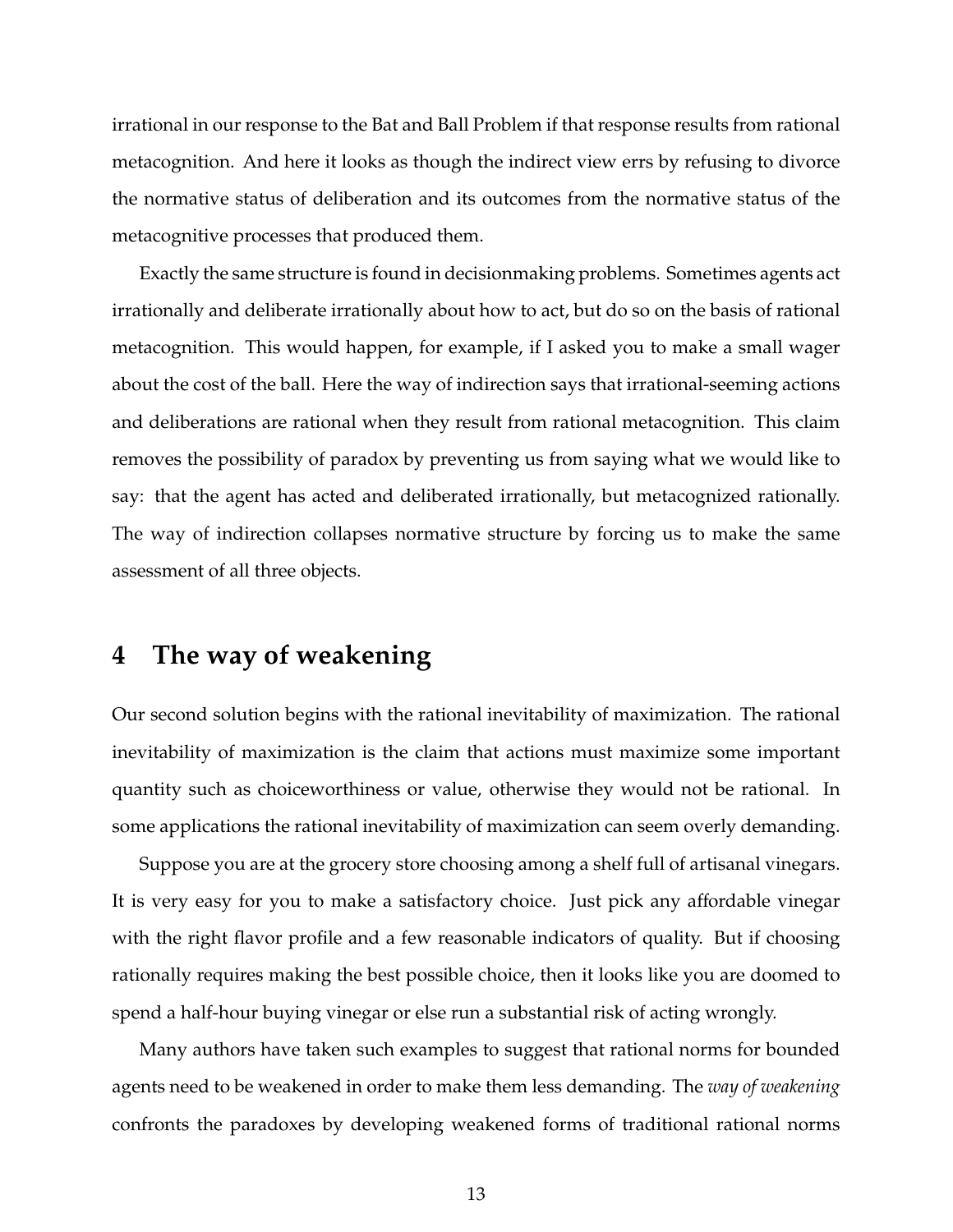irrational in our response to the Bat and Ball Problem if that response results from rational metacognition. And here it looks as though the indirect view errs by refusing to divorce the normative status of deliberation and its outcomes from the normative status of the metacognitive processes that produced them.

Exactly the same structure is found in decisionmaking problems. Sometimes agents act irrationally and deliberate irrationally about how to act, but do so on the basis of rational metacognition. This would happen, for example, if I asked you to make a small wager about the cost of the ball. Here the way of indirection says that irrational-seeming actions and deliberations are rational when they result from rational metacognition. This claim removes the possibility of paradox by preventing us from saying what we would like to say: that the agent has acted and deliberated irrationally, but metacognized rationally. The way of indirection collapses normative structure by forcing us to make the same assessment of all three objects.

## 4 The way of weakening

Our second solution begins with the rational inevitability of maximization. The rational inevitability of maximization is the claim that actions must maximize some important quantity such as choiceworthiness or value, otherwise they would not be rational. In some applications the rational inevitability of maximization can seem overly demanding.

Suppose you are at the grocery store choosing among a shelf full of artisanal vinegars. It is very easy for you to make a satisfactory choice. Just pick any affordable vinegar with the right flavor profile and a few reasonable indicators of quality. But if choosing rationally requires making the best possible choice, then it looks like you are doomed to spend a half-hour buying vinegar or else run a substantial risk of acting wrongly.

Many authors have taken such examples to suggest that rational norms for bounded agents need to be weakened in order to make them less demanding. The *way of weakening* confronts the paradoxes by developing weakened forms of traditional rational norms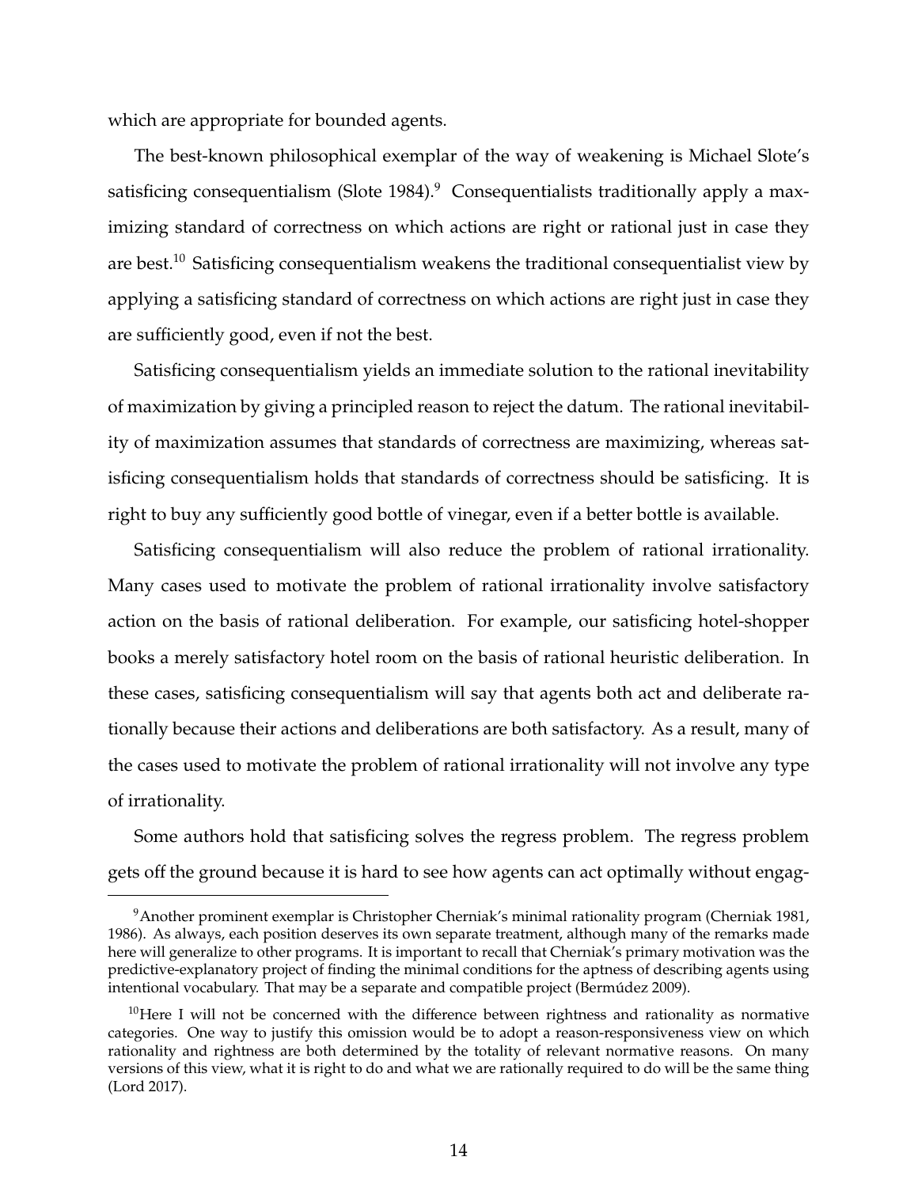which are appropriate for bounded agents.

The best-known philosophical exemplar of the way of weakening is Michael Slote's satisficing consequentialism (Slote 1984).[9] Consequentialists traditionally apply a maximizing standard of correctness on which actions are right or rational just in case they are best.[10] Satisficing consequentialism weakens the traditional consequentialist view by applying a satisficing standard of correctness on which actions are right just in case they are sufficiently good, even if not the best.

Satisficing consequentialism yields an immediate solution to the rational inevitability of maximization by giving a principled reason to reject the datum. The rational inevitability of maximization assumes that standards of correctness are maximizing, whereas satisficing consequentialism holds that standards of correctness should be satisficing. It is right to buy any sufficiently good bottle of vinegar, even if a better bottle is available.

Satisficing consequentialism will also reduce the problem of rational irrationality. Many cases used to motivate the problem of rational irrationality involve satisfactory action on the basis of rational deliberation. For example, our satisficing hotel-shopper books a merely satisfactory hotel room on the basis of rational heuristic deliberation. In these cases, satisficing consequentialism will say that agents both act and deliberate rationally because their actions and deliberations are both satisfactory. As a result, many of the cases used to motivate the problem of rational irrationality will not involve any type of irrationality.

Some authors hold that satisficing solves the regress problem. The regress problem gets off the ground because it is hard to see how agents can act optimally without engag-

---

[9] Another prominent exemplar is Christopher Cherniak's minimal rationality program (Cherniak 1981, 1986). As always, each position deserves its own separate treatment, although many of the remarks made here will generalize to other programs. It is important to recall that Cherniak's primary motivation was the predictive-explanatory project of finding the minimal conditions for the aptness of describing agents using intentional vocabulary. That may be a separate and compatible project (Bermúdez 2009).

[10] Here I will not be concerned with the difference between rightness and rationality as normative categories. One way to justify this omission would be to adopt a reason-responsiveness view on which rationality and rightness are both determined by the totality of relevant normative reasons. On many versions of this view, what it is right to do and what we are rationally required to do will be the same thing (Lord 2017).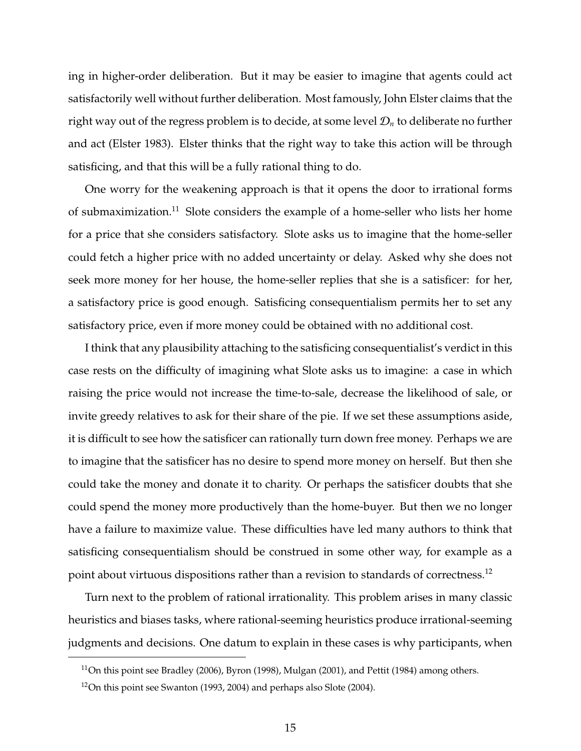ing in higher-order deliberation. But it may be easier to imagine that agents could act satisfactorily well without further deliberation. Most famously, John Elster claims that the right way out of the regress problem is to decide, at some level $\mathcal{D}_n$ to deliberate no further and act (Elster 1983). Elster thinks that the right way to take this action will be through satisficing, and that this will be a fully rational thing to do.

One worry for the weakening approach is that it opens the door to irrational forms of submaximization.[11] Slote considers the example of a home-seller who lists her home for a price that she considers satisfactory. Slote asks us to imagine that the home-seller could fetch a higher price with no added uncertainty or delay. Asked why she does not seek more money for her house, the home-seller replies that she is a satisficer: for her, a satisfactory price is good enough. Satisficing consequentialism permits her to set any satisfactory price, even if more money could be obtained with no additional cost.

I think that any plausibility attaching to the satisficing consequentialist's verdict in this case rests on the difficulty of imagining what Slote asks us to imagine: a case in which raising the price would not increase the time-to-sale, decrease the likelihood of sale, or invite greedy relatives to ask for their share of the pie. If we set these assumptions aside, it is difficult to see how the satisficer can rationally turn down free money. Perhaps we are to imagine that the satisficer has no desire to spend more money on herself. But then she could take the money and donate it to charity. Or perhaps the satisficer doubts that she could spend the money more productively than the home-buyer. But then we no longer have a failure to maximize value. These difficulties have led many authors to think that satisficing consequentialism should be construed in some other way, for example as a point about virtuous dispositions rather than a revision to standards of correctness.[12]

Turn next to the problem of rational irrationality. This problem arises in many classic heuristics and biases tasks, where rational-seeming heuristics produce irrational-seeming judgments and decisions. One datum to explain in these cases is why participants, when

[11] On this point see Bradley (2006), Byron (1998), Mulgan (2001), and Pettit (1984) among others.

[12] On this point see Swanton (1993, 2004) and perhaps also Slote (2004).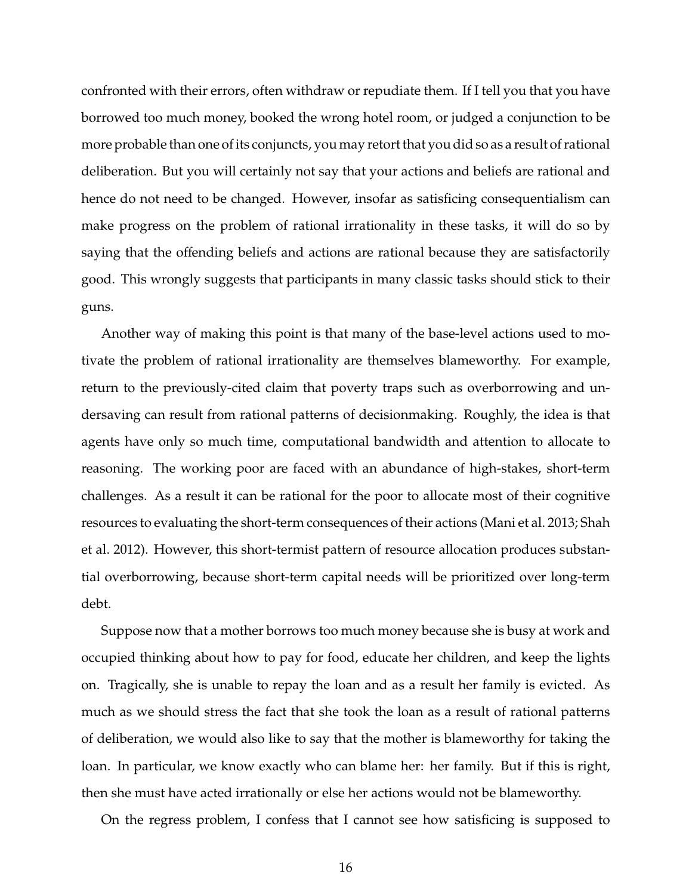confronted with their errors, often withdraw or repudiate them. If I tell you that you have borrowed too much money, booked the wrong hotel room, or judged a conjunction to be more probable than one of its conjuncts, you may retort that you did so as a result of rational deliberation. But you will certainly not say that your actions and beliefs are rational and hence do not need to be changed. However, insofar as satisficing consequentialism can make progress on the problem of rational irrationality in these tasks, it will do so by saying that the offending beliefs and actions are rational because they are satisfactorily good. This wrongly suggests that participants in many classic tasks should stick to their guns.

Another way of making this point is that many of the base-level actions used to motivate the problem of rational irrationality are themselves blameworthy. For example, return to the previously-cited claim that poverty traps such as overborrowing and undersaving can result from rational patterns of decisionmaking. Roughly, the idea is that agents have only so much time, computational bandwidth and attention to allocate to reasoning. The working poor are faced with an abundance of high-stakes, short-term challenges. As a result it can be rational for the poor to allocate most of their cognitive resources to evaluating the short-term consequences of their actions (Mani et al. 2013; Shah et al. 2012). However, this short-termist pattern of resource allocation produces substantial overborrowing, because short-term capital needs will be prioritized over long-term debt.

Suppose now that a mother borrows too much money because she is busy at work and occupied thinking about how to pay for food, educate her children, and keep the lights on. Tragically, she is unable to repay the loan and as a result her family is evicted. As much as we should stress the fact that she took the loan as a result of rational patterns of deliberation, we would also like to say that the mother is blameworthy for taking the loan. In particular, we know exactly who can blame her: her family. But if this is right, then she must have acted irrationally or else her actions would not be blameworthy.

On the regress problem, I confess that I cannot see how satisficing is supposed to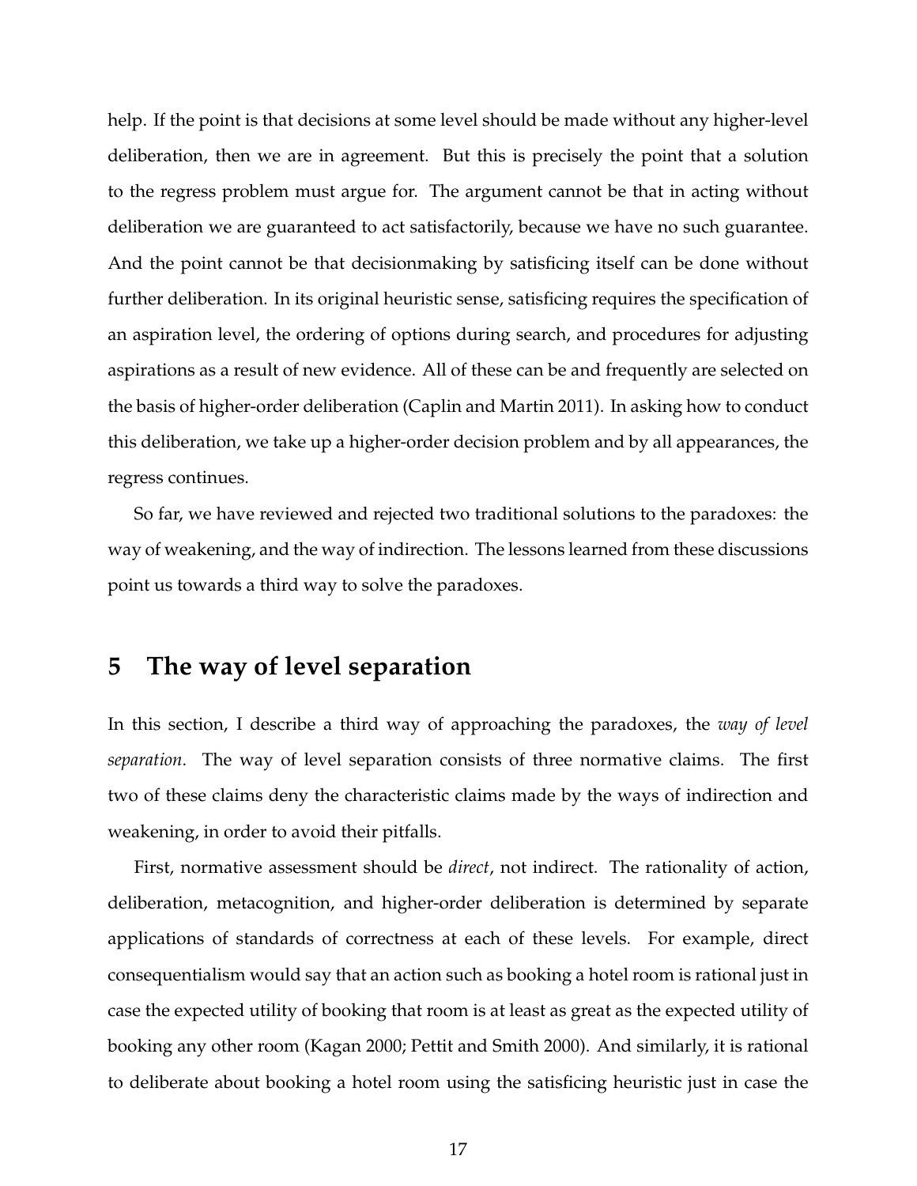help. If the point is that decisions at some level should be made without any higher-level deliberation, then we are in agreement. But this is precisely the point that a solution to the regress problem must argue for. The argument cannot be that in acting without deliberation we are guaranteed to act satisfactorily, because we have no such guarantee. And the point cannot be that decisionmaking by satisficing itself can be done without further deliberation. In its original heuristic sense, satisficing requires the specification of an aspiration level, the ordering of options during search, and procedures for adjusting aspirations as a result of new evidence. All of these can be and frequently are selected on the basis of higher-order deliberation (Caplin and Martin 2011). In asking how to conduct this deliberation, we take up a higher-order decision problem and by all appearances, the regress continues.

So far, we have reviewed and rejected two traditional solutions to the paradoxes: the way of weakening, and the way of indirection. The lessons learned from these discussions point us towards a third way to solve the paradoxes.

## 5 The way of level separation

In this section, I describe a third way of approaching the paradoxes, the *way of level separation*. The way of level separation consists of three normative claims. The first two of these claims deny the characteristic claims made by the ways of indirection and weakening, in order to avoid their pitfalls.

First, normative assessment should be *direct*, not indirect. The rationality of action, deliberation, metacognition, and higher-order deliberation is determined by separate applications of standards of correctness at each of these levels. For example, direct consequentialism would say that an action such as booking a hotel room is rational just in case the expected utility of booking that room is at least as great as the expected utility of booking any other room (Kagan 2000; Pettit and Smith 2000). And similarly, it is rational to deliberate about booking a hotel room using the satisficing heuristic just in case the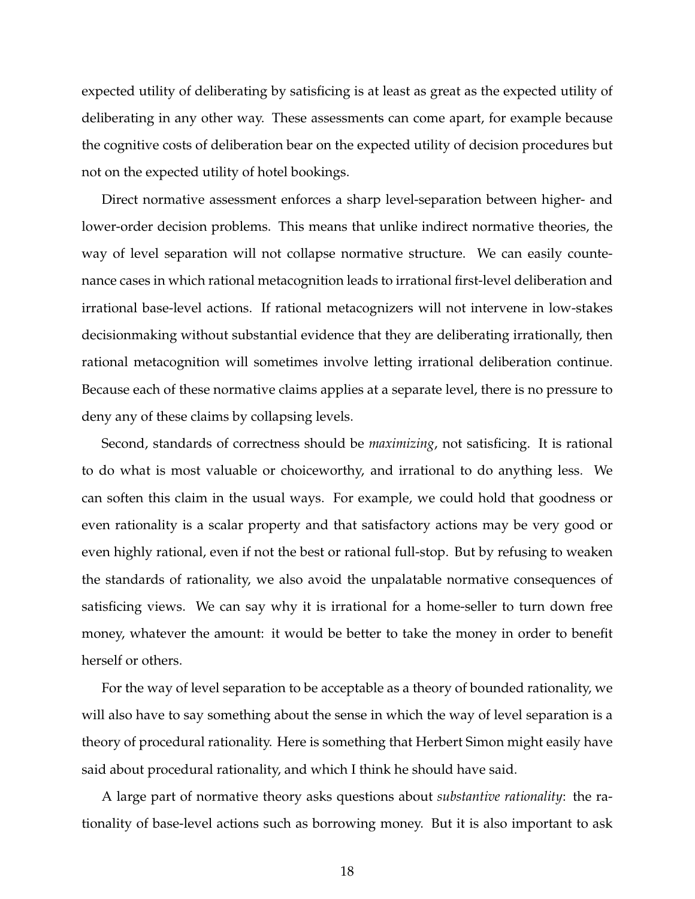expected utility of deliberating by satisficing is at least as great as the expected utility of deliberating in any other way. These assessments can come apart, for example because the cognitive costs of deliberation bear on the expected utility of decision procedures but not on the expected utility of hotel bookings.

Direct normative assessment enforces a sharp level-separation between higher- and lower-order decision problems. This means that unlike indirect normative theories, the way of level separation will not collapse normative structure. We can easily countenance cases in which rational metacognition leads to irrational first-level deliberation and irrational base-level actions. If rational metacognizers will not intervene in low-stakes decisionmaking without substantial evidence that they are deliberating irrationally, then rational metacognition will sometimes involve letting irrational deliberation continue. Because each of these normative claims applies at a separate level, there is no pressure to deny any of these claims by collapsing levels.

Second, standards of correctness should be *maximizing*, not satisficing. It is rational to do what is most valuable or choiceworthy, and irrational to do anything less. We can soften this claim in the usual ways. For example, we could hold that goodness or even rationality is a scalar property and that satisfactory actions may be very good or even highly rational, even if not the best or rational full-stop. But by refusing to weaken the standards of rationality, we also avoid the unpalatable normative consequences of satisficing views. We can say why it is irrational for a home-seller to turn down free money, whatever the amount: it would be better to take the money in order to benefit herself or others.

For the way of level separation to be acceptable as a theory of bounded rationality, we will also have to say something about the sense in which the way of level separation is a theory of procedural rationality. Here is something that Herbert Simon might easily have said about procedural rationality, and which I think he should have said.

A large part of normative theory asks questions about *substantive rationality*: the rationality of base-level actions such as borrowing money. But it is also important to ask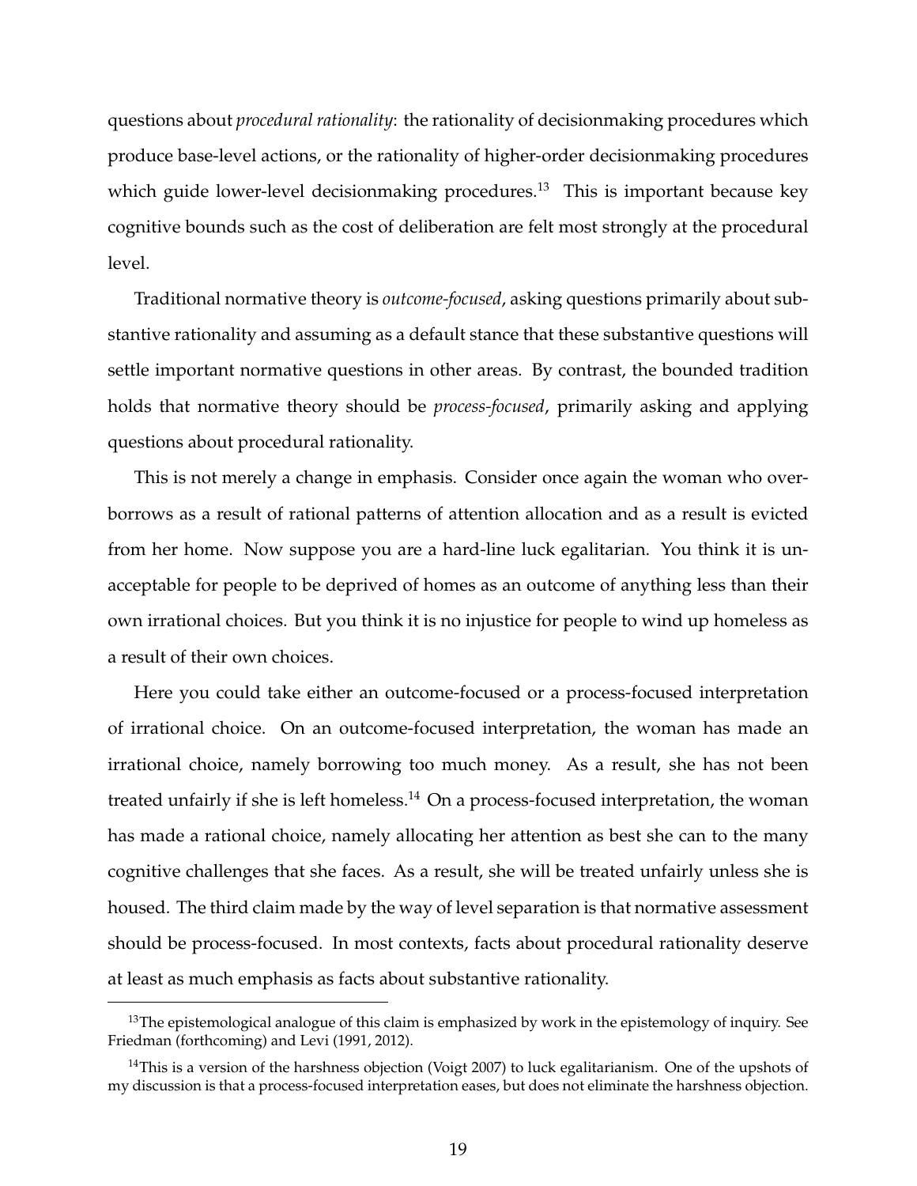questions about *procedural rationality*: the rationality of decisionmaking procedures which produce base-level actions, or the rationality of higher-order decisionmaking procedures which guide lower-level decisionmaking procedures.[13] This is important because key cognitive bounds such as the cost of deliberation are felt most strongly at the procedural level.

Traditional normative theory is *outcome-focused*, asking questions primarily about substantive rationality and assuming as a default stance that these substantive questions will settle important normative questions in other areas. By contrast, the bounded tradition holds that normative theory should be *process-focused*, primarily asking and applying questions about procedural rationality.

This is not merely a change in emphasis. Consider once again the woman who overborrows as a result of rational patterns of attention allocation and as a result is evicted from her home. Now suppose you are a hard-line luck egalitarian. You think it is unacceptable for people to be deprived of homes as an outcome of anything less than their own irrational choices. But you think it is no injustice for people to wind up homeless as a result of their own choices.

Here you could take either an outcome-focused or a process-focused interpretation of irrational choice. On an outcome-focused interpretation, the woman has made an irrational choice, namely borrowing too much money. As a result, she has not been treated unfairly if she is left homeless.[14] On a process-focused interpretation, the woman has made a rational choice, namely allocating her attention as best she can to the many cognitive challenges that she faces. As a result, she will be treated unfairly unless she is housed. The third claim made by the way of level separation is that normative assessment should be process-focused. In most contexts, facts about procedural rationality deserve at least as much emphasis as facts about substantive rationality.

[13] The epistemological analogue of this claim is emphasized by work in the epistemology of inquiry. See Friedman (forthcoming) and Levi (1991, 2012).

[14] This is a version of the harshness objection (Voigt 2007) to luck egalitarianism. One of the upshots of my discussion is that a process-focused interpretation eases, but does not eliminate the harshness objection.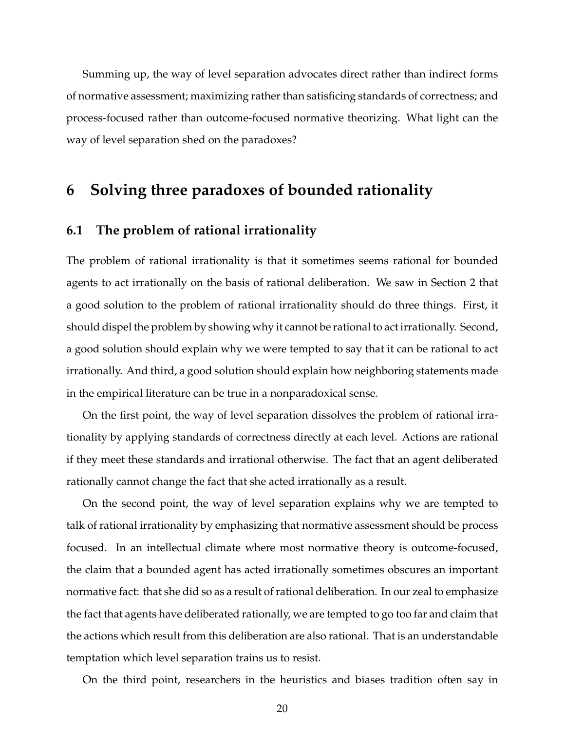Summing up, the way of level separation advocates direct rather than indirect forms of normative assessment; maximizing rather than satisficing standards of correctness; and process-focused rather than outcome-focused normative theorizing. What light can the way of level separation shed on the paradoxes?

# 6 Solving three paradoxes of bounded rationality

## 6.1 The problem of rational irrationality

The problem of rational irrationality is that it sometimes seems rational for bounded agents to act irrationally on the basis of rational deliberation. We saw in Section 2 that a good solution to the problem of rational irrationality should do three things. First, it should dispel the problem by showing why it cannot be rational to act irrationally. Second, a good solution should explain why we were tempted to say that it can be rational to act irrationally. And third, a good solution should explain how neighboring statements made in the empirical literature can be true in a nonparadoxical sense.

On the first point, the way of level separation dissolves the problem of rational irrationality by applying standards of correctness directly at each level. Actions are rational if they meet these standards and irrational otherwise. The fact that an agent deliberated rationally cannot change the fact that she acted irrationally as a result.

On the second point, the way of level separation explains why we are tempted to talk of rational irrationality by emphasizing that normative assessment should be process focused. In an intellectual climate where most normative theory is outcome-focused, the claim that a bounded agent has acted irrationally sometimes obscures an important normative fact: that she did so as a result of rational deliberation. In our zeal to emphasize the fact that agents have deliberated rationally, we are tempted to go too far and claim that the actions which result from this deliberation are also rational. That is an understandable temptation which level separation trains us to resist.

On the third point, researchers in the heuristics and biases tradition often say in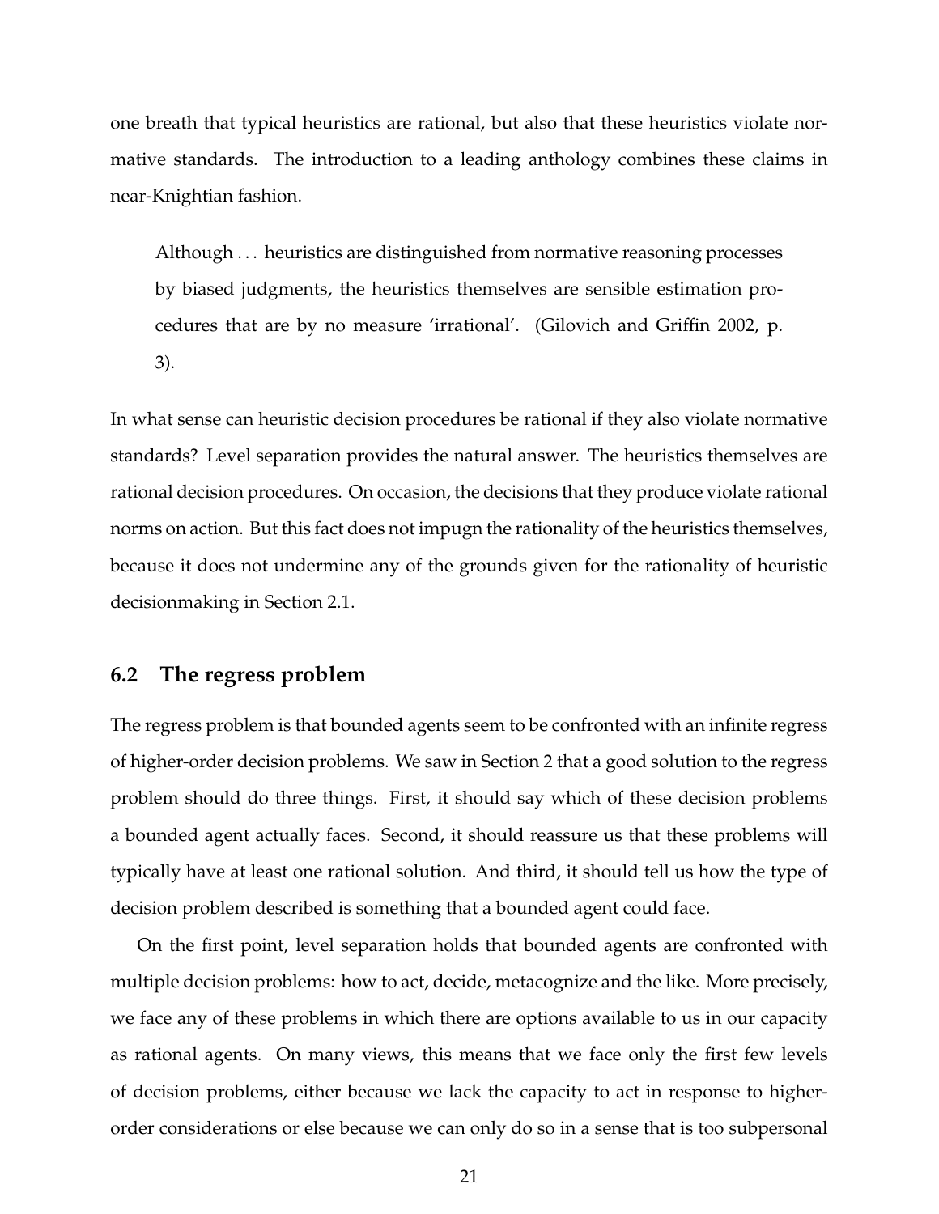one breath that typical heuristics are rational, but also that these heuristics violate normative standards. The introduction to a leading anthology combines these claims in near-Knightian fashion.

> Although . . . heuristics are distinguished from normative reasoning processes by biased judgments, the heuristics themselves are sensible estimation procedures that are by no measure 'irrational'. (Gilovich and Griffin 2002, p. 3).

In what sense can heuristic decision procedures be rational if they also violate normative standards? Level separation provides the natural answer. The heuristics themselves are rational decision procedures. On occasion, the decisions that they produce violate rational norms on action. But this fact does not impugn the rationality of the heuristics themselves, because it does not undermine any of the grounds given for the rationality of heuristic decisionmaking in Section 2.1.

## 6.2 The regress problem

The regress problem is that bounded agents seem to be confronted with an infinite regress of higher-order decision problems. We saw in Section 2 that a good solution to the regress problem should do three things. First, it should say which of these decision problems a bounded agent actually faces. Second, it should reassure us that these problems will typically have at least one rational solution. And third, it should tell us how the type of decision problem described is something that a bounded agent could face.

On the first point, level separation holds that bounded agents are confronted with multiple decision problems: how to act, decide, metacognize and the like. More precisely, we face any of these problems in which there are options available to us in our capacity as rational agents. On many views, this means that we face only the first few levels of decision problems, either because we lack the capacity to act in response to higher-order considerations or else because we can only do so in a sense that is too subpersonal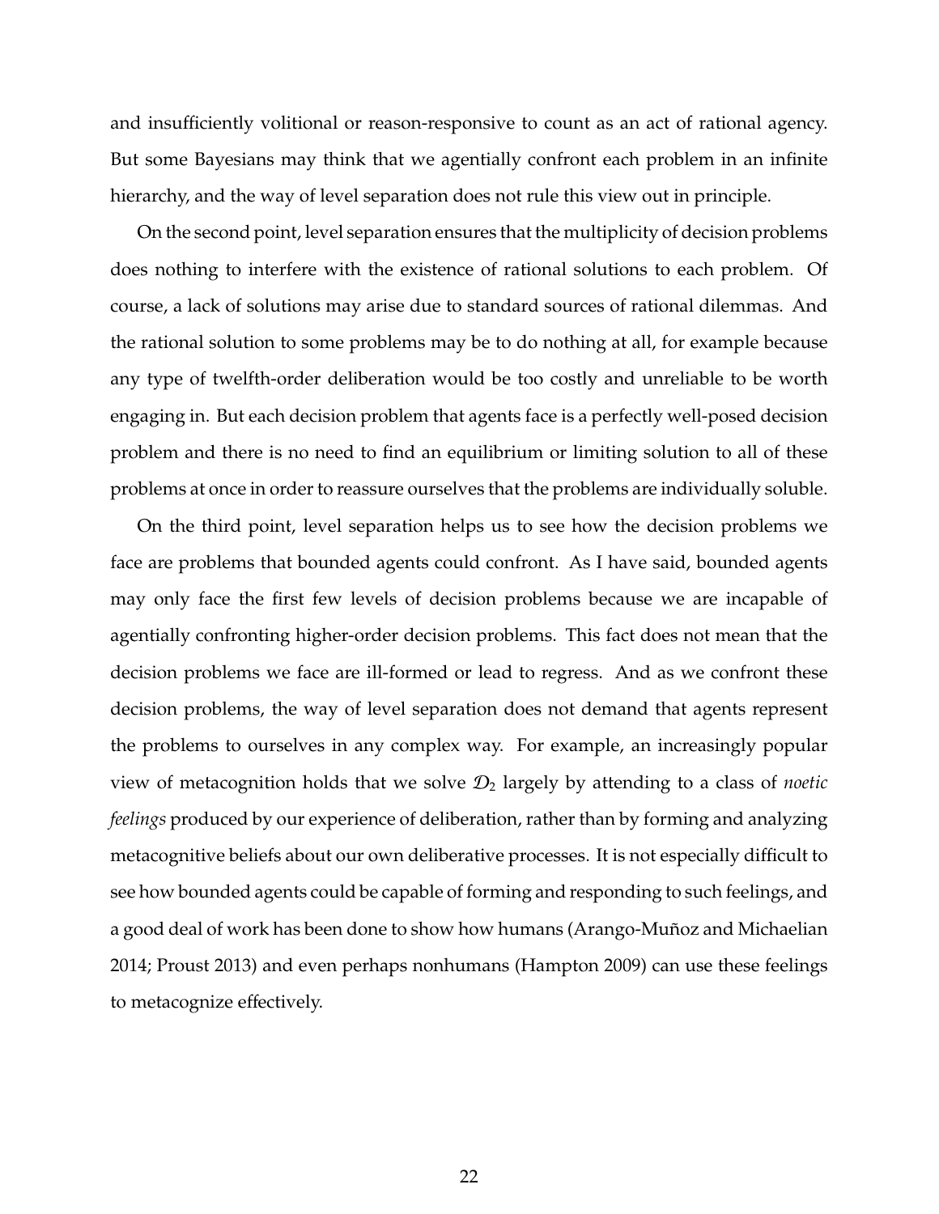and insufficiently volitional or reason-responsive to count as an act of rational agency. But some Bayesians may think that we agentially confront each problem in an infinite hierarchy, and the way of level separation does not rule this view out in principle.

On the second point, level separation ensures that the multiplicity of decision problems does nothing to interfere with the existence of rational solutions to each problem. Of course, a lack of solutions may arise due to standard sources of rational dilemmas. And the rational solution to some problems may be to do nothing at all, for example because any type of twelfth-order deliberation would be too costly and unreliable to be worth engaging in. But each decision problem that agents face is a perfectly well-posed decision problem and there is no need to find an equilibrium or limiting solution to all of these problems at once in order to reassure ourselves that the problems are individually soluble.

On the third point, level separation helps us to see how the decision problems we face are problems that bounded agents could confront. As I have said, bounded agents may only face the first few levels of decision problems because we are incapable of agentially confronting higher-order decision problems. This fact does not mean that the decision problems we face are ill-formed or lead to regress. And as we confront these decision problems, the way of level separation does not demand that agents represent the problems to ourselves in any complex way. For example, an increasingly popular view of metacognition holds that we solve $\mathcal{D}_2$ largely by attending to a class of *noetic feelings* produced by our experience of deliberation, rather than by forming and analyzing metacognitive beliefs about our own deliberative processes. It is not especially difficult to see how bounded agents could be capable of forming and responding to such feelings, and a good deal of work has been done to show how humans (Arango-Muñoz and Michaelian 2014; Proust 2013) and even perhaps nonhumans (Hampton 2009) can use these feelings to metacognize effectively.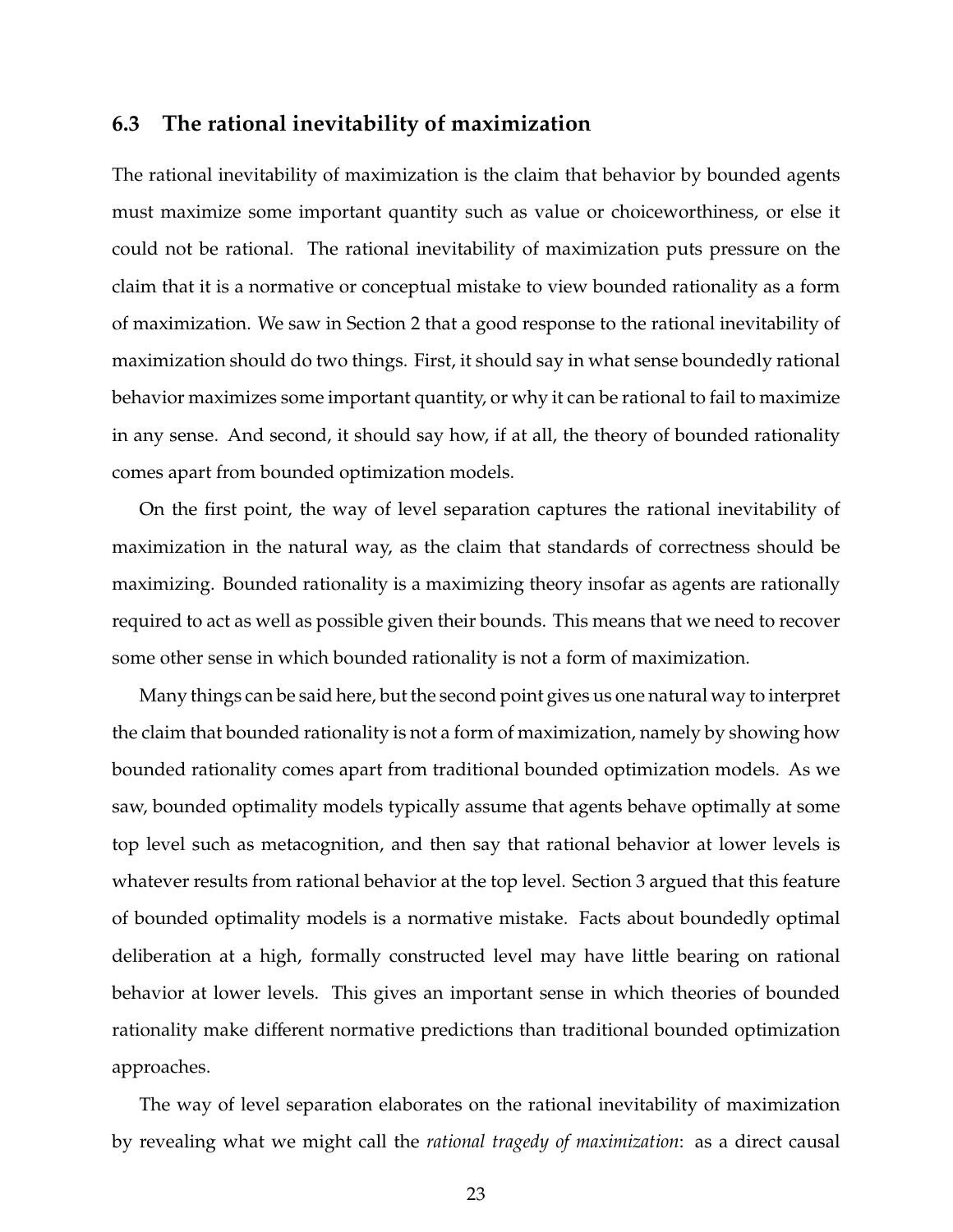### 6.3 The rational inevitability of maximization

The rational inevitability of maximization is the claim that behavior by bounded agents must maximize some important quantity such as value or choiceworthiness, or else it could not be rational. The rational inevitability of maximization puts pressure on the claim that it is a normative or conceptual mistake to view bounded rationality as a form of maximization. We saw in Section 2 that a good response to the rational inevitability of maximization should do two things. First, it should say in what sense boundedly rational behavior maximizes some important quantity, or why it can be rational to fail to maximize in any sense. And second, it should say how, if at all, the theory of bounded rationality comes apart from bounded optimization models.

On the first point, the way of level separation captures the rational inevitability of maximization in the natural way, as the claim that standards of correctness should be maximizing. Bounded rationality is a maximizing theory insofar as agents are rationally required to act as well as possible given their bounds. This means that we need to recover some other sense in which bounded rationality is not a form of maximization.

Many things can be said here, but the second point gives us one natural way to interpret the claim that bounded rationality is not a form of maximization, namely by showing how bounded rationality comes apart from traditional bounded optimization models. As we saw, bounded optimality models typically assume that agents behave optimally at some top level such as metacognition, and then say that rational behavior at lower levels is whatever results from rational behavior at the top level. Section 3 argued that this feature of bounded optimality models is a normative mistake. Facts about boundedly optimal deliberation at a high, formally constructed level may have little bearing on rational behavior at lower levels. This gives an important sense in which theories of bounded rationality make different normative predictions than traditional bounded optimization approaches.

The way of level separation elaborates on the rational inevitability of maximization by revealing what we might call the *rational tragedy of maximization*: as a direct causal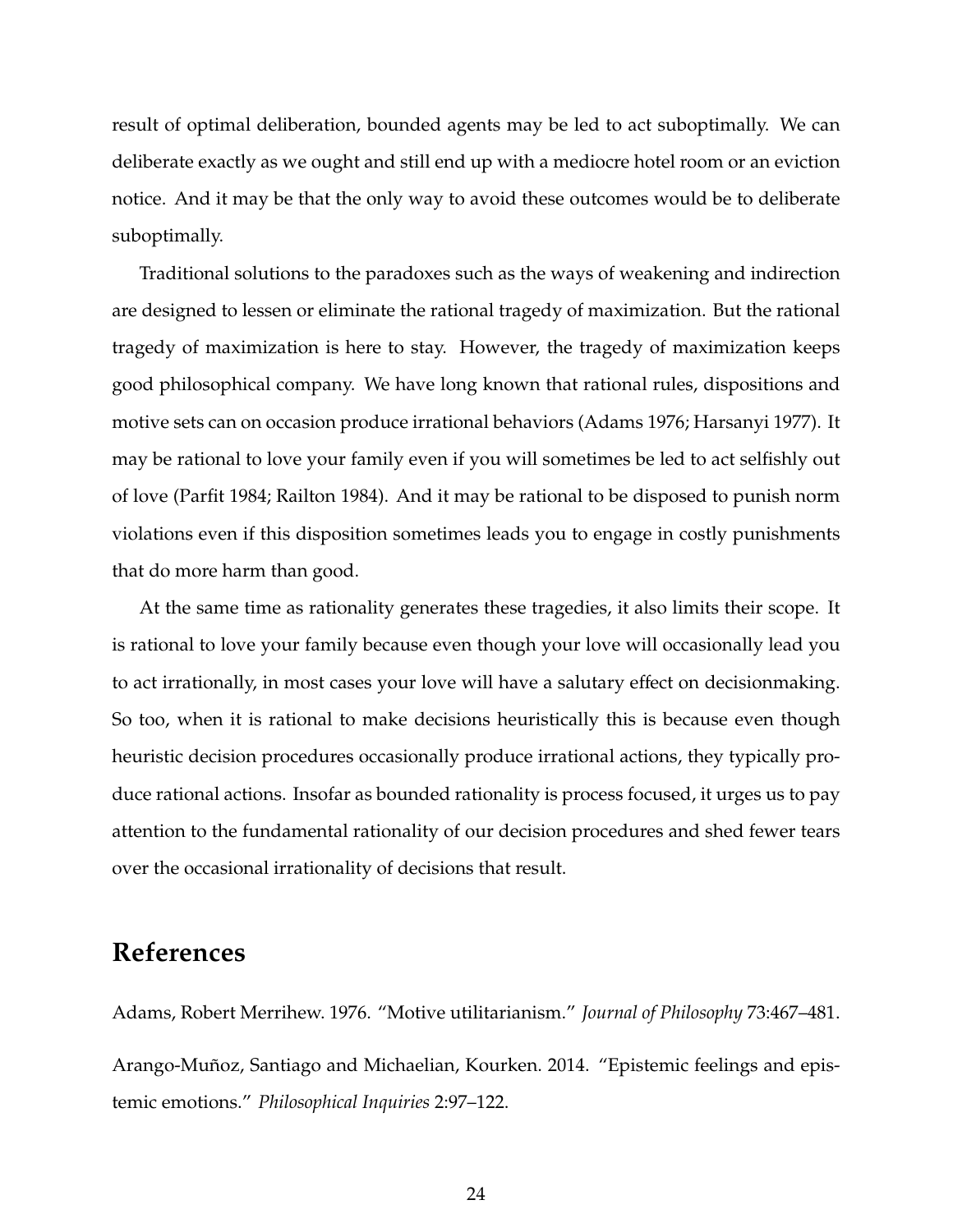result of optimal deliberation, bounded agents may be led to act suboptimally. We can deliberate exactly as we ought and still end up with a mediocre hotel room or an eviction notice. And it may be that the only way to avoid these outcomes would be to deliberate suboptimally.

Traditional solutions to the paradoxes such as the ways of weakening and indirection are designed to lessen or eliminate the rational tragedy of maximization. But the rational tragedy of maximization is here to stay. However, the tragedy of maximization keeps good philosophical company. We have long known that rational rules, dispositions and motive sets can on occasion produce irrational behaviors (Adams 1976; Harsanyi 1977). It may be rational to love your family even if you will sometimes be led to act selfishly out of love (Parfit 1984; Railton 1984). And it may be rational to be disposed to punish norm violations even if this disposition sometimes leads you to engage in costly punishments that do more harm than good.

At the same time as rationality generates these tragedies, it also limits their scope. It is rational to love your family because even though your love will occasionally lead you to act irrationally, in most cases your love will have a salutary effect on decisionmaking. So too, when it is rational to make decisions heuristically this is because even though heuristic decision procedures occasionally produce irrational actions, they typically produce rational actions. Insofar as bounded rationality is process focused, it urges us to pay attention to the fundamental rationality of our decision procedures and shed fewer tears over the occasional irrationality of decisions that result.

## References

Adams, Robert Merrihew. 1976. "Motive utilitarianism." *Journal of Philosophy* 73:467–481.

Arango-Muñoz, Santiago and Michaelian, Kourken. 2014. "Epistemic feelings and epistemic emotions." *Philosophical Inquiries* 2:97–122.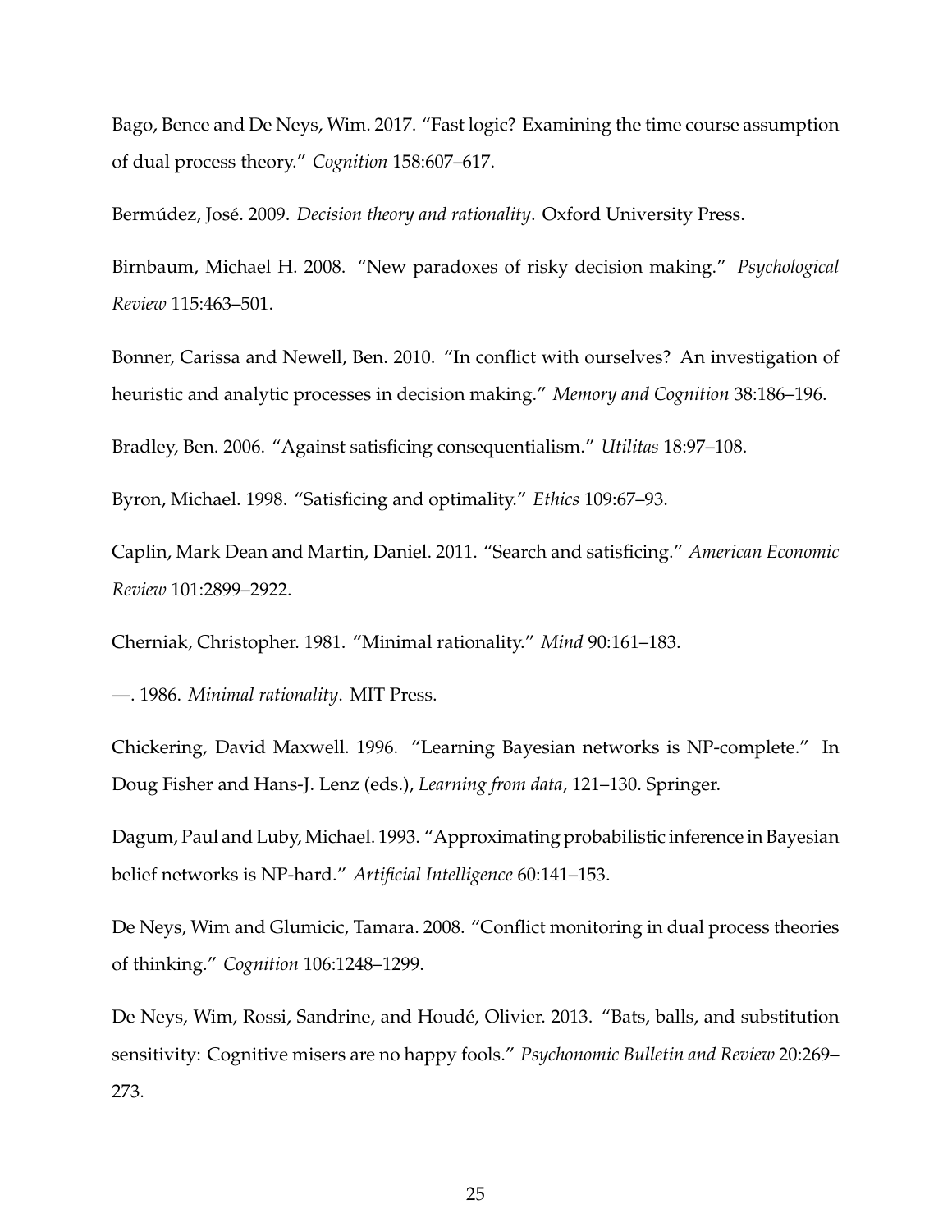Bago, Bence and De Neys, Wim. 2017. "Fast logic? Examining the time course assumption of dual process theory." *Cognition* 158:607–617.

Bermúdez, José. 2009. *Decision theory and rationality*. Oxford University Press.

Birnbaum, Michael H. 2008. "New paradoxes of risky decision making." *Psychological Review* 115:463–501.

Bonner, Carissa and Newell, Ben. 2010. "In conflict with ourselves? An investigation of heuristic and analytic processes in decision making." *Memory and Cognition* 38:186–196.

Bradley, Ben. 2006. "Against satisficing consequentialism." *Utilitas* 18:97–108.

Byron, Michael. 1998. "Satisficing and optimality." *Ethics* 109:67–93.

Caplin, Mark Dean and Martin, Daniel. 2011. "Search and satisficing." *American Economic Review* 101:2899–2922.

Cherniak, Christopher. 1981. "Minimal rationality." *Mind* 90:161–183.

—. 1986. *Minimal rationality*. MIT Press.

Chickering, David Maxwell. 1996. "Learning Bayesian networks is NP-complete." In Doug Fisher and Hans-J. Lenz (eds.), *Learning from data*, 121–130. Springer.

Dagum, Paul and Luby, Michael. 1993. "Approximating probabilistic inference in Bayesian belief networks is NP-hard." *Artificial Intelligence* 60:141–153.

De Neys, Wim and Glumicic, Tamara. 2008. "Conflict monitoring in dual process theories of thinking." *Cognition* 106:1248–1299.

De Neys, Wim, Rossi, Sandrine, and Houdé, Olivier. 2013. "Bats, balls, and substitution sensitivity: Cognitive misers are no happy fools." *Psychonomic Bulletin and Review* 20:269–273.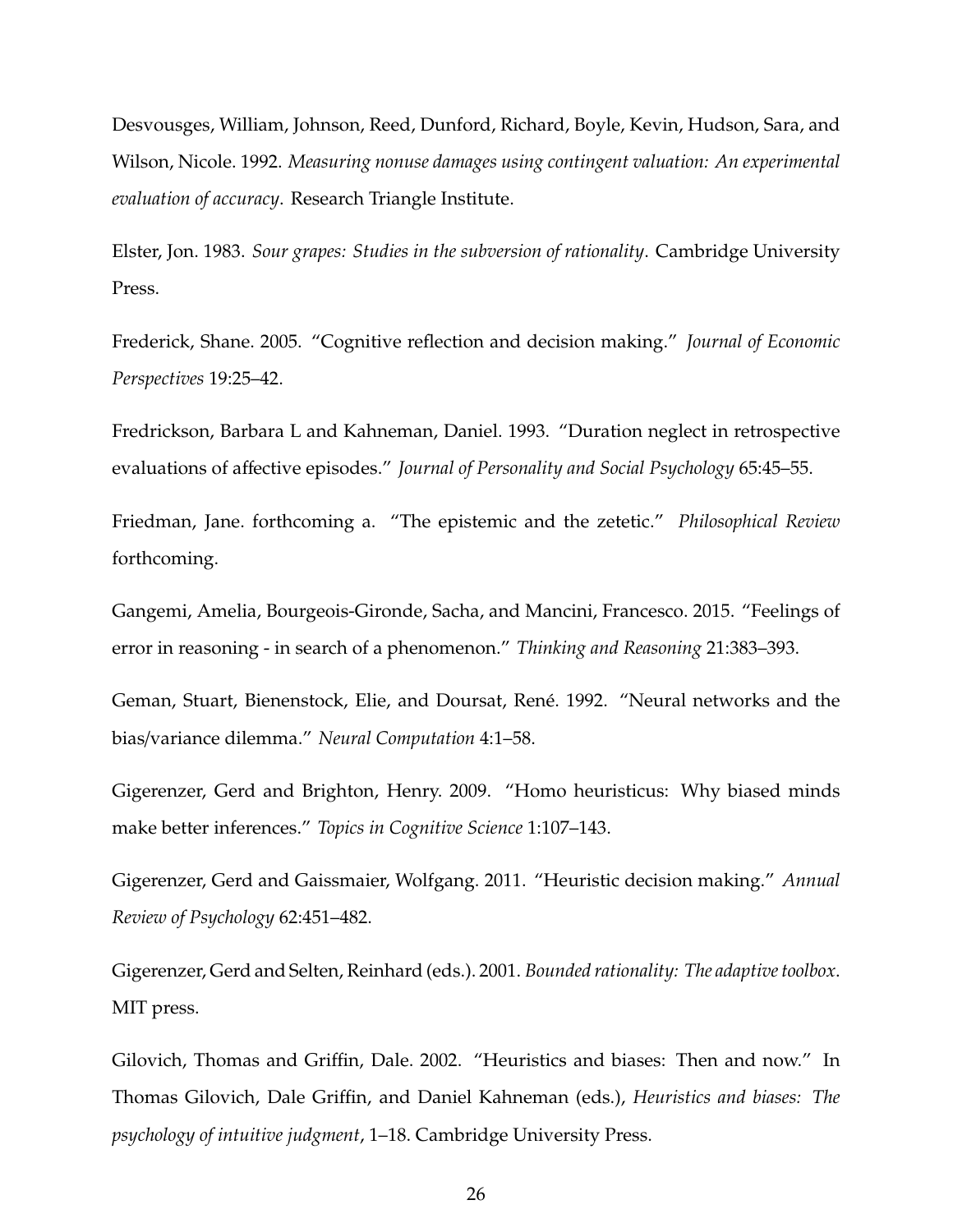Desvousges, William, Johnson, Reed, Dunford, Richard, Boyle, Kevin, Hudson, Sara, and Wilson, Nicole. 1992. *Measuring nonuse damages using contingent valuation: An experimental evaluation of accuracy*. Research Triangle Institute.

Elster, Jon. 1983. *Sour grapes: Studies in the subversion of rationality*. Cambridge University Press.

Frederick, Shane. 2005. "Cognitive reflection and decision making." *Journal of Economic Perspectives* 19:25–42.

Fredrickson, Barbara L and Kahneman, Daniel. 1993. "Duration neglect in retrospective evaluations of affective episodes." *Journal of Personality and Social Psychology* 65:45–55.

Friedman, Jane. forthcoming a. "The epistemic and the zetetic." *Philosophical Review* forthcoming.

Gangemi, Amelia, Bourgeois-Gironde, Sacha, and Mancini, Francesco. 2015. "Feelings of error in reasoning - in search of a phenomenon." *Thinking and Reasoning* 21:383–393.

Geman, Stuart, Bienenstock, Elie, and Doursat, René. 1992. "Neural networks and the bias/variance dilemma." *Neural Computation* 4:1–58.

Gigerenzer, Gerd and Brighton, Henry. 2009. "Homo heuristicus: Why biased minds make better inferences." *Topics in Cognitive Science* 1:107–143.

Gigerenzer, Gerd and Gaissmaier, Wolfgang. 2011. "Heuristic decision making." *Annual Review of Psychology* 62:451–482.

Gigerenzer, Gerd and Selten, Reinhard (eds.). 2001. *Bounded rationality: The adaptive toolbox*. MIT press.

Gilovich, Thomas and Griffin, Dale. 2002. "Heuristics and biases: Then and now." In Thomas Gilovich, Dale Griffin, and Daniel Kahneman (eds.), *Heuristics and biases: The psychology of intuitive judgment*, 1–18. Cambridge University Press.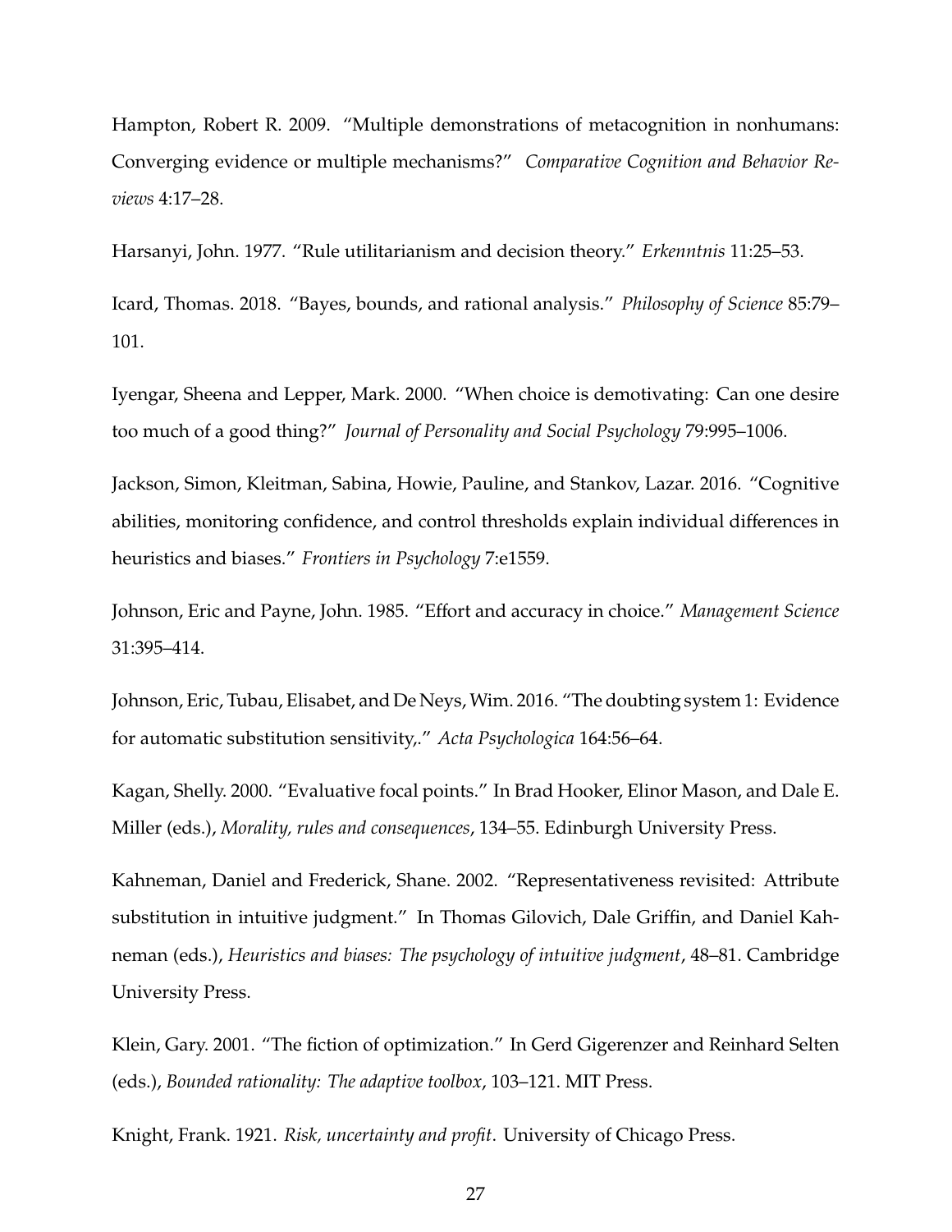Hampton, Robert R. 2009. "Multiple demonstrations of metacognition in nonhumans: Converging evidence or multiple mechanisms?" *Comparative Cognition and Behavior Reviews* 4:17–28.

Harsanyi, John. 1977. "Rule utilitarianism and decision theory." *Erkenntnis* 11:25–53.

Icard, Thomas. 2018. "Bayes, bounds, and rational analysis." *Philosophy of Science* 85:79–101.

Iyengar, Sheena and Lepper, Mark. 2000. "When choice is demotivating: Can one desire too much of a good thing?" *Journal of Personality and Social Psychology* 79:995–1006.

Jackson, Simon, Kleitman, Sabina, Howie, Pauline, and Stankov, Lazar. 2016. "Cognitive abilities, monitoring confidence, and control thresholds explain individual differences in heuristics and biases." *Frontiers in Psychology* 7:e1559.

Johnson, Eric and Payne, John. 1985. "Effort and accuracy in choice." *Management Science* 31:395–414.

Johnson, Eric, Tubau, Elisabet, and De Neys, Wim. 2016. "The doubting system 1: Evidence for automatic substitution sensitivity,." *Acta Psychologica* 164:56–64.

Kagan, Shelly. 2000. "Evaluative focal points." In Brad Hooker, Elinor Mason, and Dale E. Miller (eds.), *Morality, rules and consequences*, 134–55. Edinburgh University Press.

Kahneman, Daniel and Frederick, Shane. 2002. "Representativeness revisited: Attribute substitution in intuitive judgment." In Thomas Gilovich, Dale Griffin, and Daniel Kahneman (eds.), *Heuristics and biases: The psychology of intuitive judgment*, 48–81. Cambridge University Press.

Klein, Gary. 2001. "The fiction of optimization." In Gerd Gigerenzer and Reinhard Selten (eds.), *Bounded rationality: The adaptive toolbox*, 103–121. MIT Press.

Knight, Frank. 1921. *Risk, uncertainty and profit*. University of Chicago Press.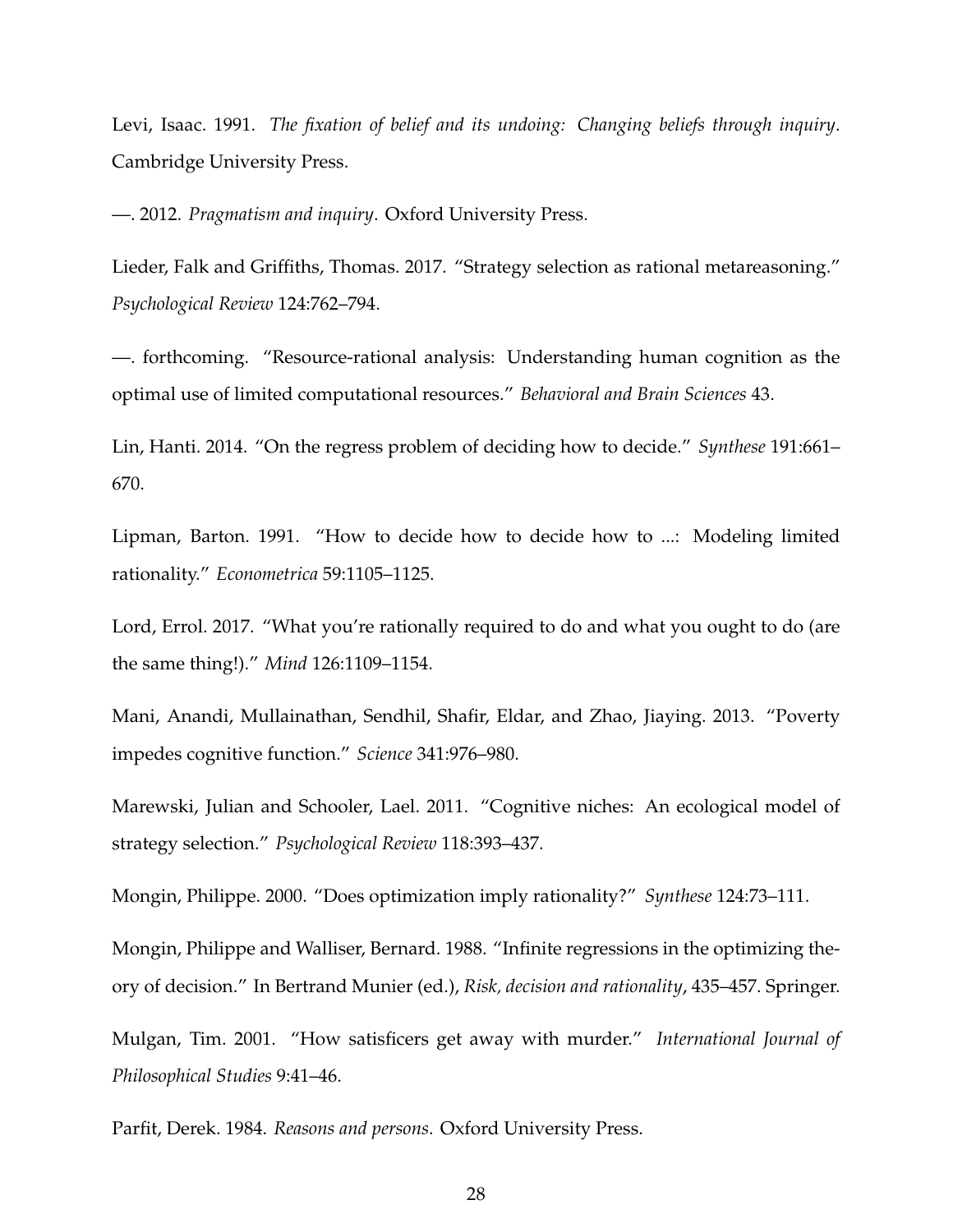Levi, Isaac. 1991. *The fixation of belief and its undoing: Changing beliefs through inquiry*. Cambridge University Press.

—. 2012. *Pragmatism and inquiry*. Oxford University Press.

Lieder, Falk and Griffiths, Thomas. 2017. "Strategy selection as rational metareasoning." *Psychological Review* 124:762–794.

—. forthcoming. "Resource-rational analysis: Understanding human cognition as the optimal use of limited computational resources." *Behavioral and Brain Sciences* 43.

Lin, Hanti. 2014. "On the regress problem of deciding how to decide." *Synthese* 191:661–670.

Lipman, Barton. 1991. "How to decide how to decide how to ...: Modeling limited rationality." *Econometrica* 59:1105–1125.

Lord, Errol. 2017. "What you're rationally required to do and what you ought to do (are the same thing!)." *Mind* 126:1109–1154.

Mani, Anandi, Mullainathan, Sendhil, Shafir, Eldar, and Zhao, Jiaying. 2013. "Poverty impedes cognitive function." *Science* 341:976–980.

Marewski, Julian and Schooler, Lael. 2011. "Cognitive niches: An ecological model of strategy selection." *Psychological Review* 118:393–437.

Mongin, Philippe. 2000. "Does optimization imply rationality?" *Synthese* 124:73–111.

Mongin, Philippe and Walliser, Bernard. 1988. "Infinite regressions in the optimizing theory of decision." In Bertrand Munier (ed.), *Risk, decision and rationality*, 435–457. Springer.

Mulgan, Tim. 2001. "How satisficers get away with murder." *International Journal of Philosophical Studies* 9:41–46.

Parfit, Derek. 1984. *Reasons and persons*. Oxford University Press.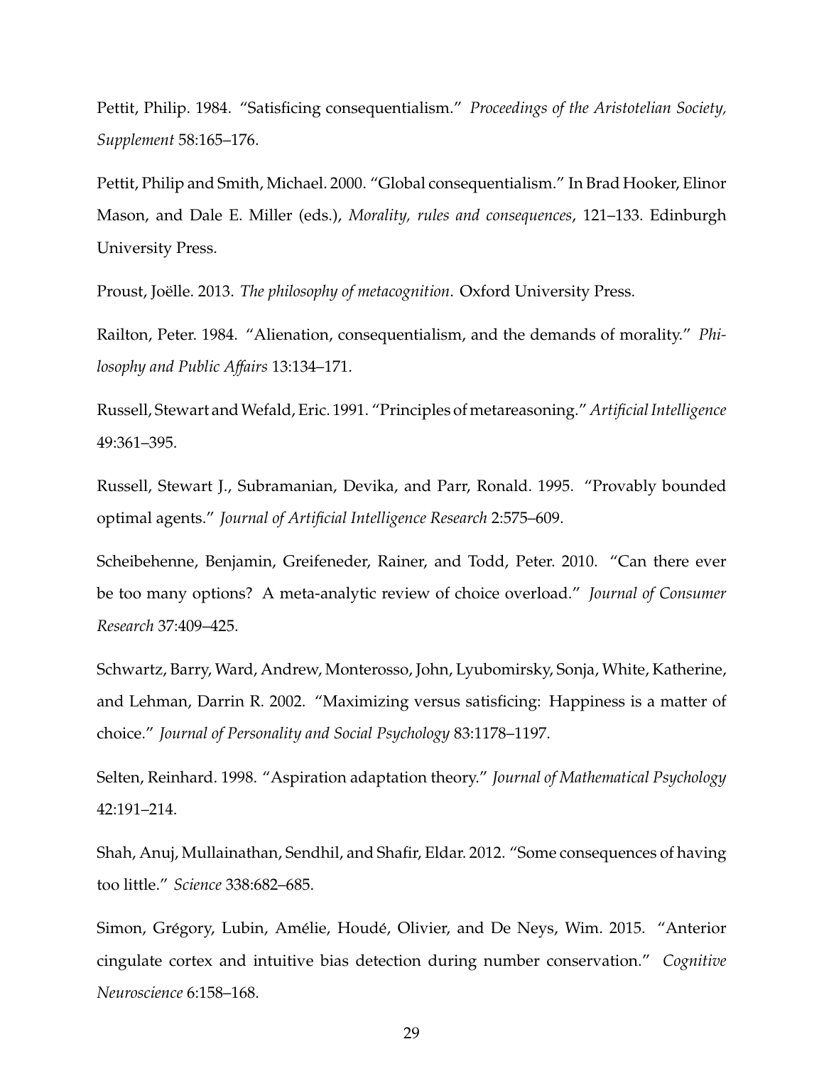Pettit, Philip. 1984. "Satisficing consequentialism." *Proceedings of the Aristotelian Society, Supplement* 58:165–176.

Pettit, Philip and Smith, Michael. 2000. "Global consequentialism." In Brad Hooker, Elinor Mason, and Dale E. Miller (eds.), *Morality, rules and consequences*, 121–133. Edinburgh University Press.

Proust, Joëlle. 2013. *The philosophy of metacognition*. Oxford University Press.

Railton, Peter. 1984. "Alienation, consequentialism, and the demands of morality." *Philosophy and Public Affairs* 13:134–171.

Russell, Stewart and Wefald, Eric. 1991. "Principles of metareasoning." *Artificial Intelligence* 49:361–395.

Russell, Stewart J., Subramanian, Devika, and Parr, Ronald. 1995. "Provably bounded optimal agents." *Journal of Artificial Intelligence Research* 2:575–609.

Scheibehenne, Benjamin, Greifeneder, Rainer, and Todd, Peter. 2010. "Can there ever be too many options? A meta-analytic review of choice overload." *Journal of Consumer Research* 37:409–425.

Schwartz, Barry, Ward, Andrew, Monterosso, John, Lyubomirsky, Sonja, White, Katherine, and Lehman, Darrin R. 2002. "Maximizing versus satisficing: Happiness is a matter of choice." *Journal of Personality and Social Psychology* 83:1178–1197.

Selten, Reinhard. 1998. "Aspiration adaptation theory." *Journal of Mathematical Psychology* 42:191–214.

Shah, Anuj, Mullainathan, Sendhil, and Shafir, Eldar. 2012. "Some consequences of having too little." *Science* 338:682–685.

Simon, Grégory, Lubin, Amélie, Houdé, Olivier, and De Neys, Wim. 2015. "Anterior cingulate cortex and intuitive bias detection during number conservation." *Cognitive Neuroscience* 6:158–168.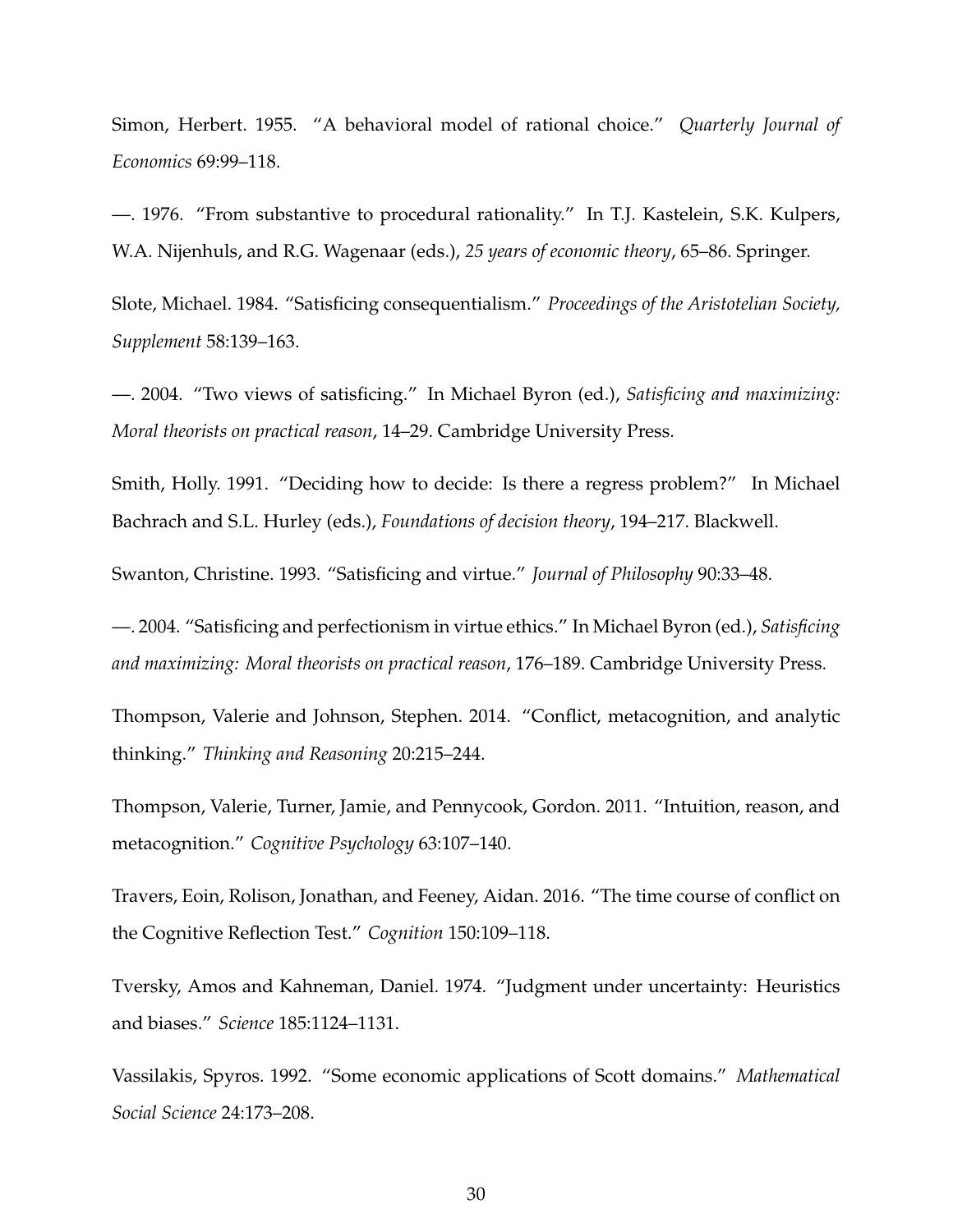Simon, Herbert. 1955. "A behavioral model of rational choice." *Quarterly Journal of Economics* 69:99–118.

—. 1976. "From substantive to procedural rationality." In T.J. Kastelein, S.K. Kulpers, W.A. Nijenhuls, and R.G. Wagenaar (eds.), *25 years of economic theory*, 65–86. Springer.

Slote, Michael. 1984. "Satisficing consequentialism." *Proceedings of the Aristotelian Society, Supplement* 58:139–163.

—. 2004. "Two views of satisficing." In Michael Byron (ed.), *Satisficing and maximizing: Moral theorists on practical reason*, 14–29. Cambridge University Press.

Smith, Holly. 1991. "Deciding how to decide: Is there a regress problem?" In Michael Bachrach and S.L. Hurley (eds.), *Foundations of decision theory*, 194–217. Blackwell.

Swanton, Christine. 1993. "Satisficing and virtue." *Journal of Philosophy* 90:33–48.

—. 2004. "Satisficing and perfectionism in virtue ethics." In Michael Byron (ed.), *Satisficing and maximizing: Moral theorists on practical reason*, 176–189. Cambridge University Press.

Thompson, Valerie and Johnson, Stephen. 2014. "Conflict, metacognition, and analytic thinking." *Thinking and Reasoning* 20:215–244.

Thompson, Valerie, Turner, Jamie, and Pennycook, Gordon. 2011. "Intuition, reason, and metacognition." *Cognitive Psychology* 63:107–140.

Travers, Eoin, Rolison, Jonathan, and Feeney, Aidan. 2016. "The time course of conflict on the Cognitive Reflection Test." *Cognition* 150:109–118.

Tversky, Amos and Kahneman, Daniel. 1974. "Judgment under uncertainty: Heuristics and biases." *Science* 185:1124–1131.

Vassilakis, Spyros. 1992. "Some economic applications of Scott domains." *Mathematical Social Science* 24:173–208.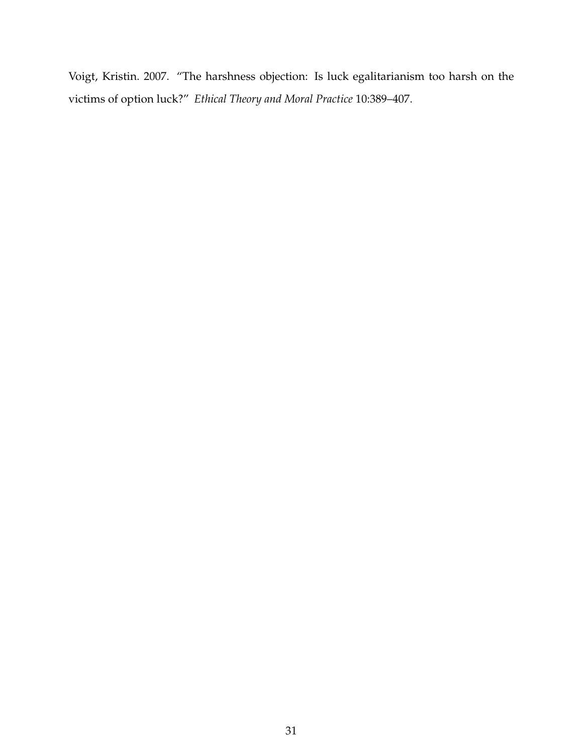Voigt, Kristin. 2007. "The harshness objection: Is luck egalitarianism too harsh on the victims of option luck?" *Ethical Theory and Moral Practice* 10:389–407.